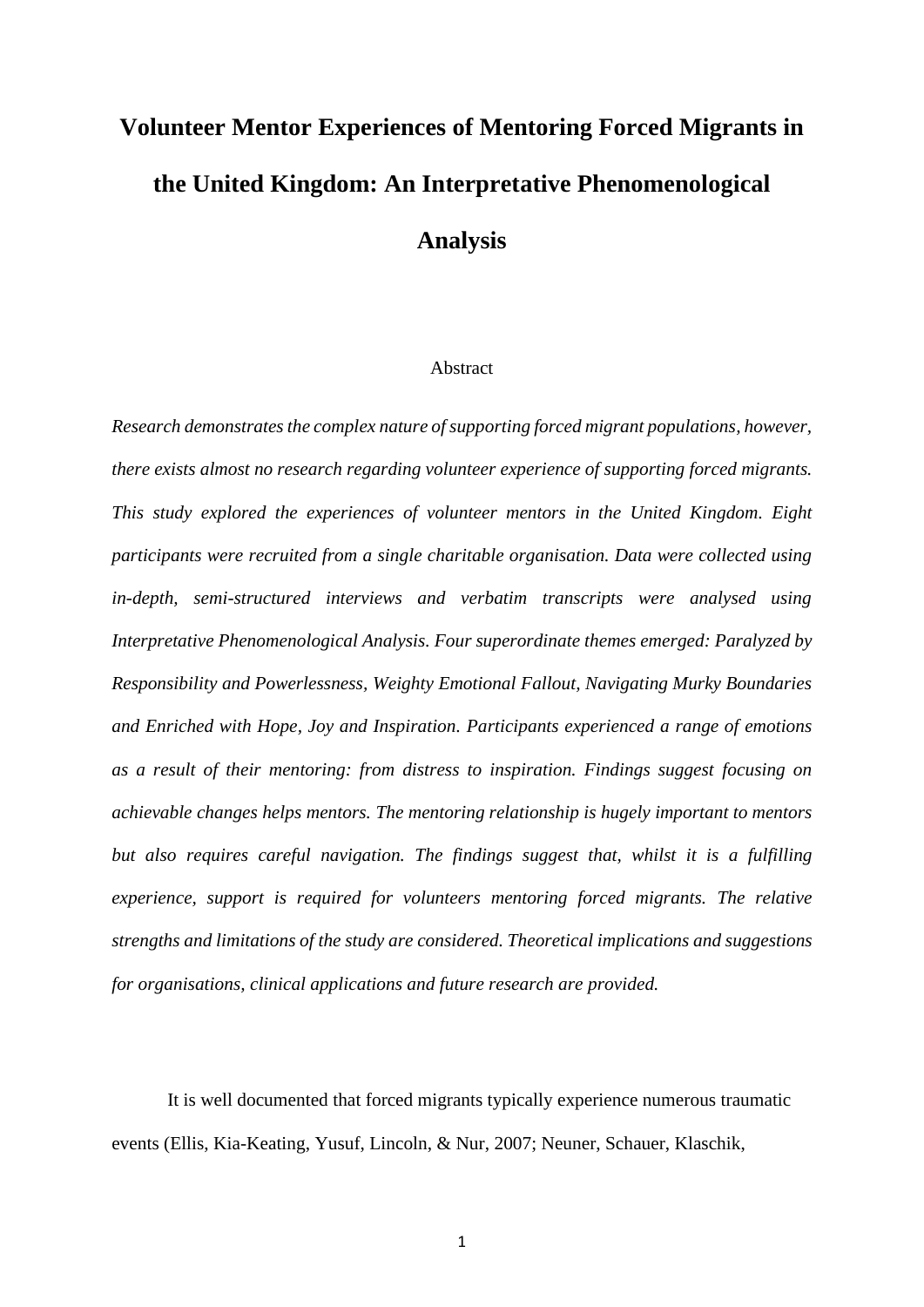# Volunteer Mentor Experiences of Mentoring Forced Migrants in the United Kingdom: An Interpretative Phenomenological Analysis

## Abstract

*Research demonstrates the complex nature of supporting forced migrant populations, however, there exists almost no research regarding volunteer experience of supporting forced migrants. This study explored the experiences of volunteer mentors in the United Kingdom. Eight participants were recruited from a single charitable organisation. Data were collected using in-depth, semi-structured interviews and verbatim transcripts were analysed using Interpretative Phenomenological Analysis. Four superordinate themes emerged: Paralyzed by Responsibility and Powerlessness, Weighty Emotional Fallout, Navigating Murky Boundaries and Enriched with Hope, Joy and Inspiration. Participants experienced a range of emotions as a result of their mentoring: from distress to inspiration. Findings suggest focusing on achievable changes helps mentors. The mentoring relationship is hugely important to mentors but also requires careful navigation. The findings suggest that, whilst it is a fulfilling experience, support is required for volunteers mentoring forced migrants. The relative strengths and limitations of the study are considered. Theoretical implications and suggestions for organisations, clinical applications and future research are provided.*

It is well documented that forced migrants typically experience numerous traumatic events (Ellis, Kia-Keating, Yusuf, Lincoln, & Nur, 2007; Neuner, Schauer, Klaschik,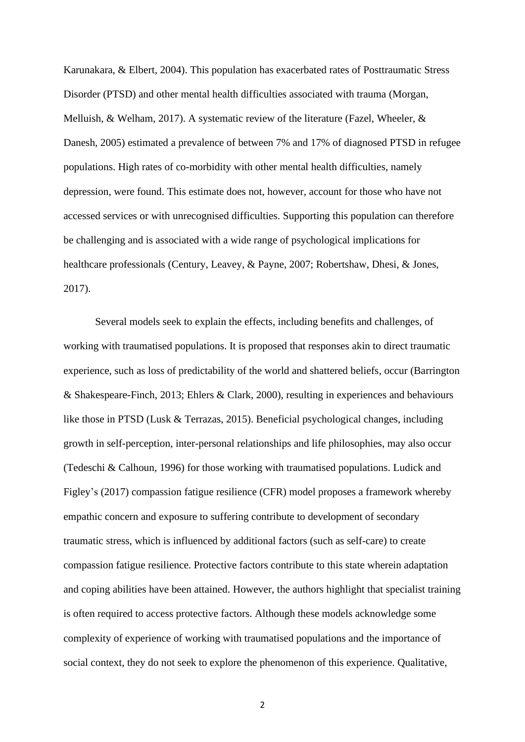Karunakara, & Elbert, 2004). This population has exacerbated rates of Posttraumatic Stress Disorder (PTSD) and other mental health difficulties associated with trauma (Morgan, Melluish, & Welham, 2017). A systematic review of the literature (Fazel, Wheeler, & Danesh, 2005) estimated a prevalence of between 7% and 17% of diagnosed PTSD in refugee populations. High rates of co-morbidity with other mental health difficulties, namely depression, were found. This estimate does not, however, account for those who have not accessed services or with unrecognised difficulties. Supporting this population can therefore be challenging and is associated with a wide range of psychological implications for healthcare professionals (Century, Leavey, & Payne, 2007; Robertshaw, Dhesi, & Jones, 2017).

Several models seek to explain the effects, including benefits and challenges, of working with traumatised populations. It is proposed that responses akin to direct traumatic experience, such as loss of predictability of the world and shattered beliefs, occur (Barrington & Shakespeare-Finch, 2013; Ehlers & Clark, 2000), resulting in experiences and behaviours like those in PTSD (Lusk & Terrazas, 2015). Beneficial psychological changes, including growth in self-perception, inter-personal relationships and life philosophies, may also occur (Tedeschi & Calhoun, 1996) for those working with traumatised populations. Ludick and Figley's (2017) compassion fatigue resilience (CFR) model proposes a framework whereby empathic concern and exposure to suffering contribute to development of secondary traumatic stress, which is influenced by additional factors (such as self-care) to create compassion fatigue resilience. Protective factors contribute to this state wherein adaptation and coping abilities have been attained. However, the authors highlight that specialist training is often required to access protective factors. Although these models acknowledge some complexity of experience of working with traumatised populations and the importance of social context, they do not seek to explore the phenomenon of this experience. Qualitative,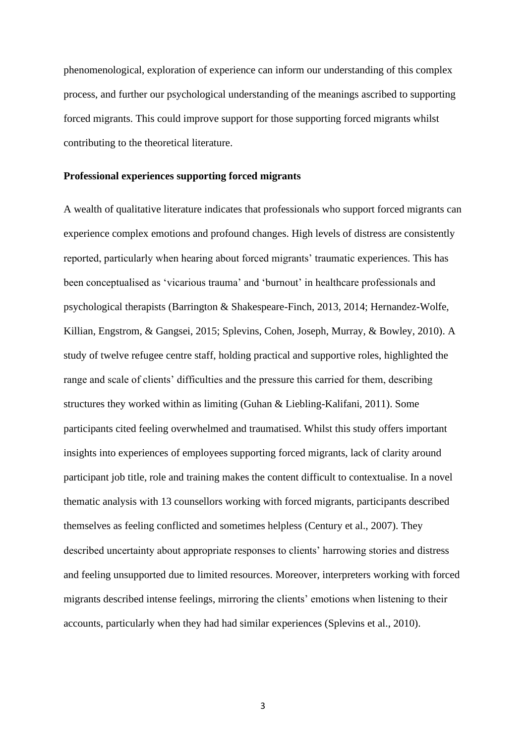phenomenological, exploration of experience can inform our understanding of this complex process, and further our psychological understanding of the meanings ascribed to supporting forced migrants. This could improve support for those supporting forced migrants whilst contributing to the theoretical literature.

**Professional experiences supporting forced migrants**

A wealth of qualitative literature indicates that professionals who support forced migrants can experience complex emotions and profound changes. High levels of distress are consistently reported, particularly when hearing about forced migrants' traumatic experiences. This has been conceptualised as 'vicarious trauma' and 'burnout' in healthcare professionals and psychological therapists (Barrington & Shakespeare-Finch, 2013, 2014; Hernandez-Wolfe, Killian, Engstrom, & Gangsei, 2015; Splevins, Cohen, Joseph, Murray, & Bowley, 2010). A study of twelve refugee centre staff, holding practical and supportive roles, highlighted the range and scale of clients' difficulties and the pressure this carried for them, describing structures they worked within as limiting (Guhan & Liebling-Kalifani, 2011). Some participants cited feeling overwhelmed and traumatised. Whilst this study offers important insights into experiences of employees supporting forced migrants, lack of clarity around participant job title, role and training makes the content difficult to contextualise. In a novel thematic analysis with 13 counsellors working with forced migrants, participants described themselves as feeling conflicted and sometimes helpless (Century et al., 2007). They described uncertainty about appropriate responses to clients' harrowing stories and distress and feeling unsupported due to limited resources. Moreover, interpreters working with forced migrants described intense feelings, mirroring the clients' emotions when listening to their accounts, particularly when they had had similar experiences (Splevins et al., 2010).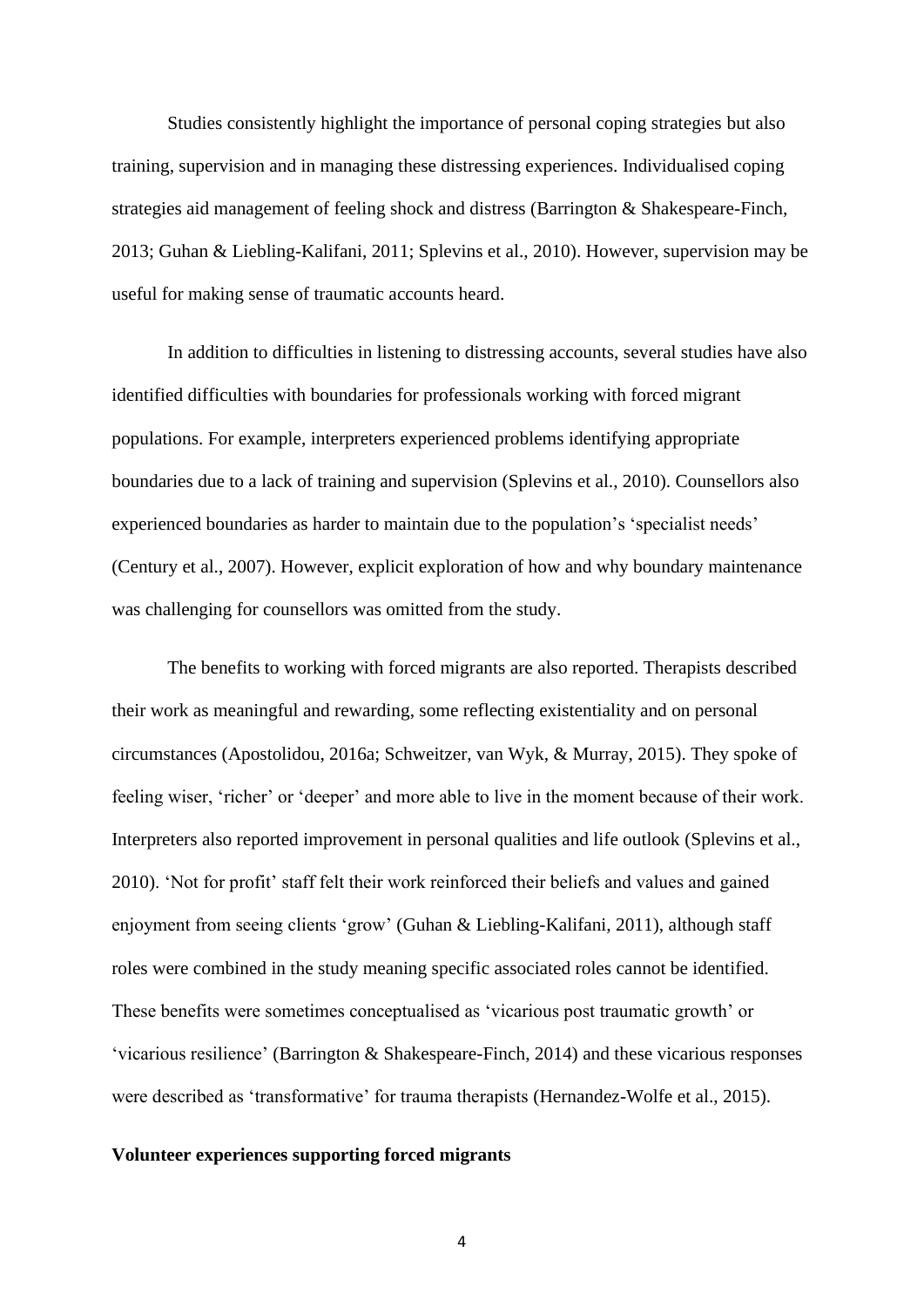Studies consistently highlight the importance of personal coping strategies but also training, supervision and in managing these distressing experiences. Individualised coping strategies aid management of feeling shock and distress (Barrington & Shakespeare-Finch, 2013; Guhan & Liebling-Kalifani, 2011; Splevins et al., 2010). However, supervision may be useful for making sense of traumatic accounts heard.

In addition to difficulties in listening to distressing accounts, several studies have also identified difficulties with boundaries for professionals working with forced migrant populations. For example, interpreters experienced problems identifying appropriate boundaries due to a lack of training and supervision (Splevins et al., 2010). Counsellors also experienced boundaries as harder to maintain due to the population's 'specialist needs' (Century et al., 2007). However, explicit exploration of how and why boundary maintenance was challenging for counsellors was omitted from the study.

The benefits to working with forced migrants are also reported. Therapists described their work as meaningful and rewarding, some reflecting existentiality and on personal circumstances (Apostolidou, 2016a; Schweitzer, van Wyk, & Murray, 2015). They spoke of feeling wiser, 'richer' or 'deeper' and more able to live in the moment because of their work. Interpreters also reported improvement in personal qualities and life outlook (Splevins et al., 2010). 'Not for profit' staff felt their work reinforced their beliefs and values and gained enjoyment from seeing clients 'grow' (Guhan & Liebling-Kalifani, 2011), although staff roles were combined in the study meaning specific associated roles cannot be identified. These benefits were sometimes conceptualised as 'vicarious post traumatic growth' or 'vicarious resilience' (Barrington & Shakespeare-Finch, 2014) and these vicarious responses were described as 'transformative' for trauma therapists (Hernandez-Wolfe et al., 2015).

**Volunteer experiences supporting forced migrants**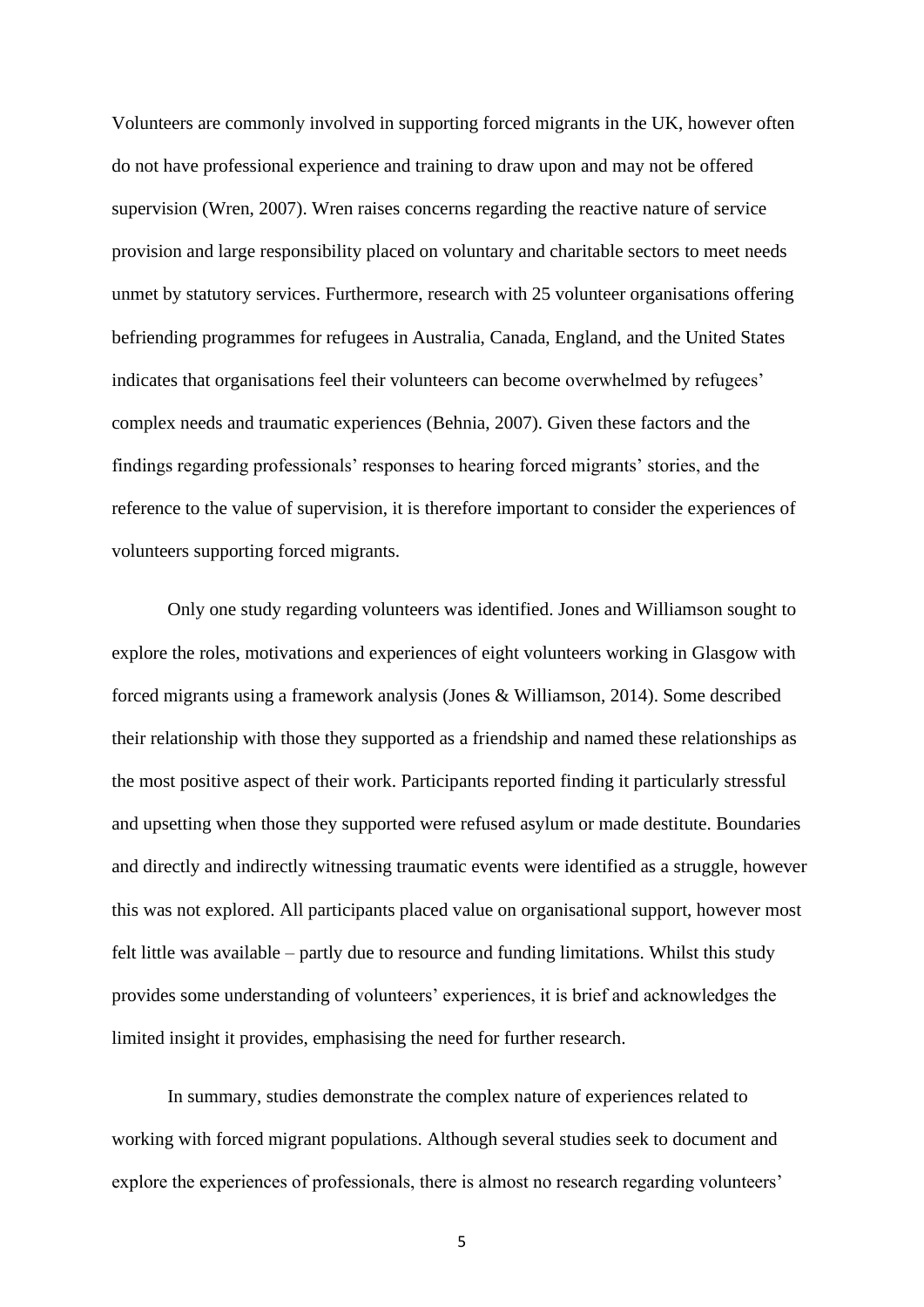Volunteers are commonly involved in supporting forced migrants in the UK, however often do not have professional experience and training to draw upon and may not be offered supervision (Wren, 2007). Wren raises concerns regarding the reactive nature of service provision and large responsibility placed on voluntary and charitable sectors to meet needs unmet by statutory services. Furthermore, research with 25 volunteer organisations offering befriending programmes for refugees in Australia, Canada, England, and the United States indicates that organisations feel their volunteers can become overwhelmed by refugees' complex needs and traumatic experiences (Behnia, 2007). Given these factors and the findings regarding professionals' responses to hearing forced migrants' stories, and the reference to the value of supervision, it is therefore important to consider the experiences of volunteers supporting forced migrants.

Only one study regarding volunteers was identified. Jones and Williamson sought to explore the roles, motivations and experiences of eight volunteers working in Glasgow with forced migrants using a framework analysis (Jones & Williamson, 2014). Some described their relationship with those they supported as a friendship and named these relationships as the most positive aspect of their work. Participants reported finding it particularly stressful and upsetting when those they supported were refused asylum or made destitute. Boundaries and directly and indirectly witnessing traumatic events were identified as a struggle, however this was not explored. All participants placed value on organisational support, however most felt little was available – partly due to resource and funding limitations. Whilst this study provides some understanding of volunteers' experiences, it is brief and acknowledges the limited insight it provides, emphasising the need for further research.

In summary, studies demonstrate the complex nature of experiences related to working with forced migrant populations. Although several studies seek to document and explore the experiences of professionals, there is almost no research regarding volunteers'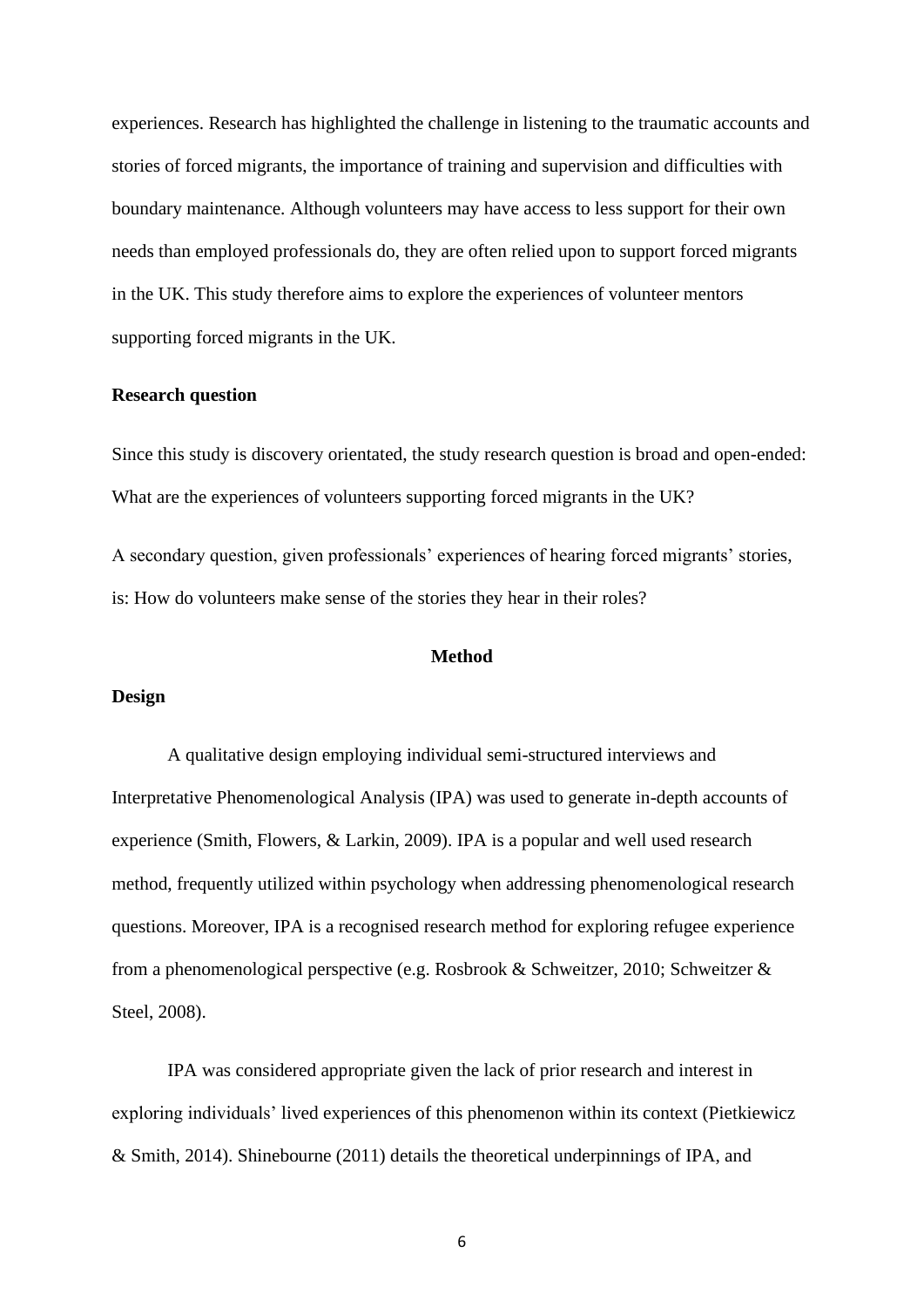experiences. Research has highlighted the challenge in listening to the traumatic accounts and stories of forced migrants, the importance of training and supervision and difficulties with boundary maintenance. Although volunteers may have access to less support for their own needs than employed professionals do, they are often relied upon to support forced migrants in the UK. This study therefore aims to explore the experiences of volunteer mentors supporting forced migrants in the UK.

### Research question

Since this study is discovery orientated, the study research question is broad and open-ended: What are the experiences of volunteers supporting forced migrants in the UK?

A secondary question, given professionals' experiences of hearing forced migrants' stories, is: How do volunteers make sense of the stories they hear in their roles?

## Method

### Design

A qualitative design employing individual semi-structured interviews and Interpretative Phenomenological Analysis (IPA) was used to generate in-depth accounts of experience (Smith, Flowers, & Larkin, 2009). IPA is a popular and well used research method, frequently utilized within psychology when addressing phenomenological research questions. Moreover, IPA is a recognised research method for exploring refugee experience from a phenomenological perspective (e.g. Rosbrook & Schweitzer, 2010; Schweitzer & Steel, 2008).

IPA was considered appropriate given the lack of prior research and interest in exploring individuals' lived experiences of this phenomenon within its context (Pietkiewicz & Smith, 2014). Shinebourne (2011) details the theoretical underpinnings of IPA, and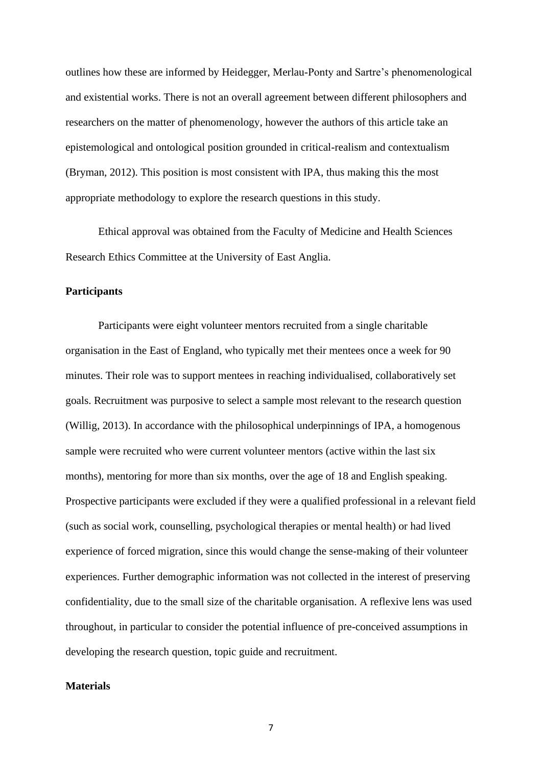outlines how these are informed by Heidegger, Merlau-Ponty and Sartre's phenomenological and existential works. There is not an overall agreement between different philosophers and researchers on the matter of phenomenology, however the authors of this article take an epistemological and ontological position grounded in critical-realism and contextualism (Bryman, 2012). This position is most consistent with IPA, thus making this the most appropriate methodology to explore the research questions in this study.

Ethical approval was obtained from the Faculty of Medicine and Health Sciences Research Ethics Committee at the University of East Anglia.

**Participants**

Participants were eight volunteer mentors recruited from a single charitable organisation in the East of England, who typically met their mentees once a week for 90 minutes. Their role was to support mentees in reaching individualised, collaboratively set goals. Recruitment was purposive to select a sample most relevant to the research question (Willig, 2013). In accordance with the philosophical underpinnings of IPA, a homogenous sample were recruited who were current volunteer mentors (active within the last six months), mentoring for more than six months, over the age of 18 and English speaking. Prospective participants were excluded if they were a qualified professional in a relevant field (such as social work, counselling, psychological therapies or mental health) or had lived experience of forced migration, since this would change the sense-making of their volunteer experiences. Further demographic information was not collected in the interest of preserving confidentiality, due to the small size of the charitable organisation. A reflexive lens was used throughout, in particular to consider the potential influence of pre-conceived assumptions in developing the research question, topic guide and recruitment.

**Materials**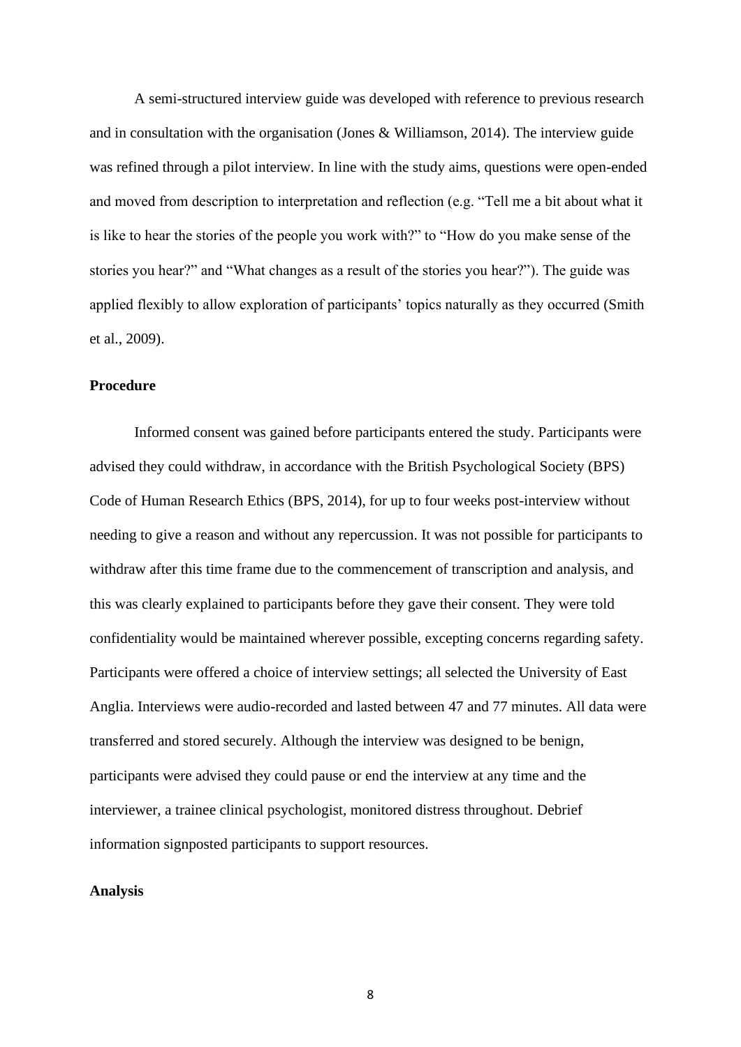A semi-structured interview guide was developed with reference to previous research and in consultation with the organisation (Jones & Williamson, 2014). The interview guide was refined through a pilot interview. In line with the study aims, questions were open-ended and moved from description to interpretation and reflection (e.g. "Tell me a bit about what it is like to hear the stories of the people you work with?" to "How do you make sense of the stories you hear?" and "What changes as a result of the stories you hear?"). The guide was applied flexibly to allow exploration of participants' topics naturally as they occurred (Smith et al., 2009).

**Procedure**

Informed consent was gained before participants entered the study. Participants were advised they could withdraw, in accordance with the British Psychological Society (BPS) Code of Human Research Ethics (BPS, 2014), for up to four weeks post-interview without needing to give a reason and without any repercussion. It was not possible for participants to withdraw after this time frame due to the commencement of transcription and analysis, and this was clearly explained to participants before they gave their consent. They were told confidentiality would be maintained wherever possible, excepting concerns regarding safety. Participants were offered a choice of interview settings; all selected the University of East Anglia. Interviews were audio-recorded and lasted between 47 and 77 minutes. All data were transferred and stored securely. Although the interview was designed to be benign, participants were advised they could pause or end the interview at any time and the interviewer, a trainee clinical psychologist, monitored distress throughout. Debrief information signposted participants to support resources.

**Analysis**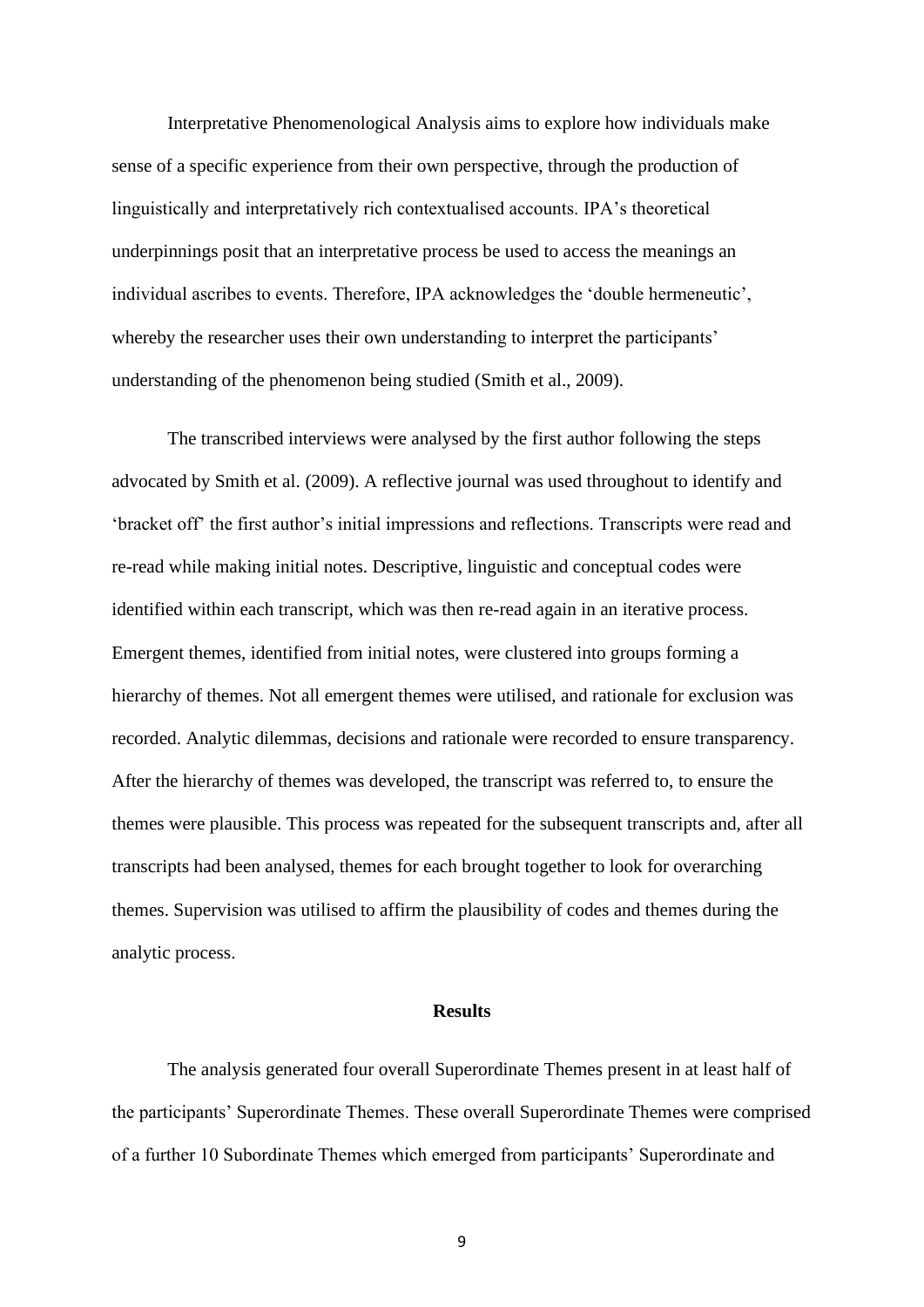Interpretative Phenomenological Analysis aims to explore how individuals make sense of a specific experience from their own perspective, through the production of linguistically and interpretatively rich contextualised accounts. IPA's theoretical underpinnings posit that an interpretative process be used to access the meanings an individual ascribes to events. Therefore, IPA acknowledges the 'double hermeneutic', whereby the researcher uses their own understanding to interpret the participants' understanding of the phenomenon being studied (Smith et al., 2009).

The transcribed interviews were analysed by the first author following the steps advocated by Smith et al. (2009). A reflective journal was used throughout to identify and 'bracket off' the first author's initial impressions and reflections. Transcripts were read and re-read while making initial notes. Descriptive, linguistic and conceptual codes were identified within each transcript, which was then re-read again in an iterative process. Emergent themes, identified from initial notes, were clustered into groups forming a hierarchy of themes. Not all emergent themes were utilised, and rationale for exclusion was recorded. Analytic dilemmas, decisions and rationale were recorded to ensure transparency. After the hierarchy of themes was developed, the transcript was referred to, to ensure the themes were plausible. This process was repeated for the subsequent transcripts and, after all transcripts had been analysed, themes for each brought together to look for overarching themes. Supervision was utilised to affirm the plausibility of codes and themes during the analytic process.

## Results

The analysis generated four overall Superordinate Themes present in at least half of the participants' Superordinate Themes. These overall Superordinate Themes were comprised of a further 10 Subordinate Themes which emerged from participants' Superordinate and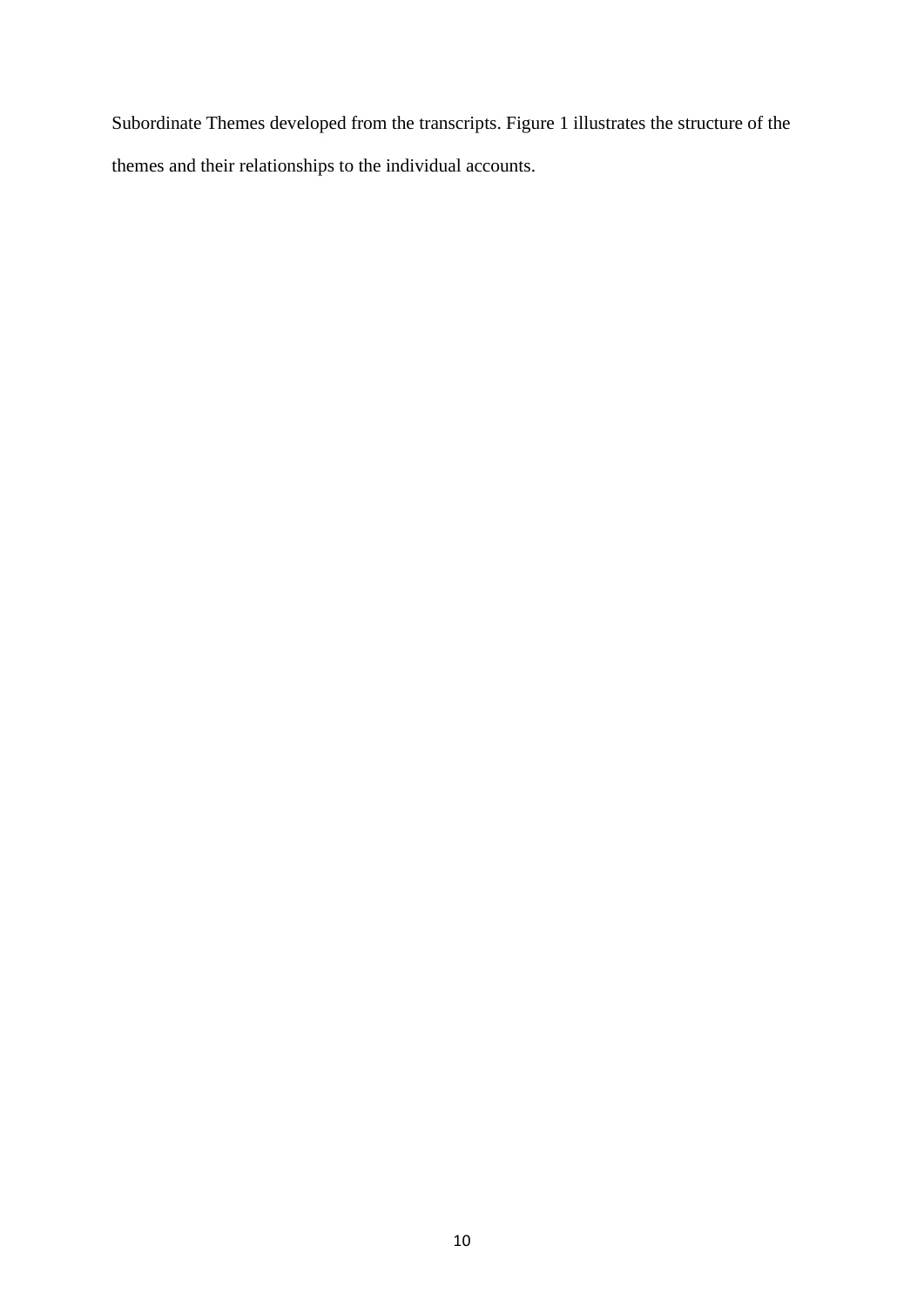Subordinate Themes developed from the transcripts. Figure 1 illustrates the structure of the themes and their relationships to the individual accounts.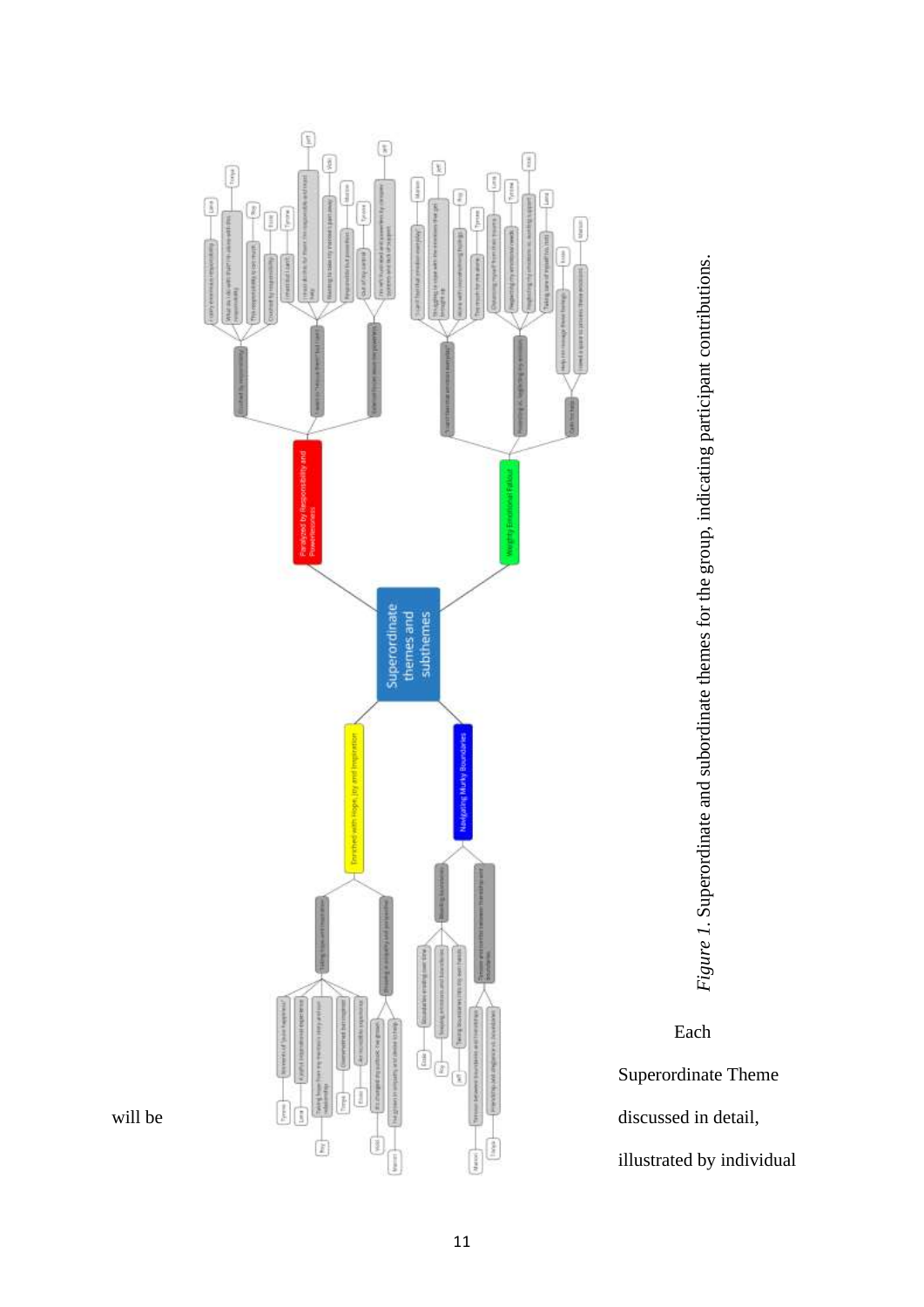*Figure 1*. Superordinate and subordinate themes for the group, indicating participant contributions.

Each Superordinate Theme will be discussed in detail, illustrated by individual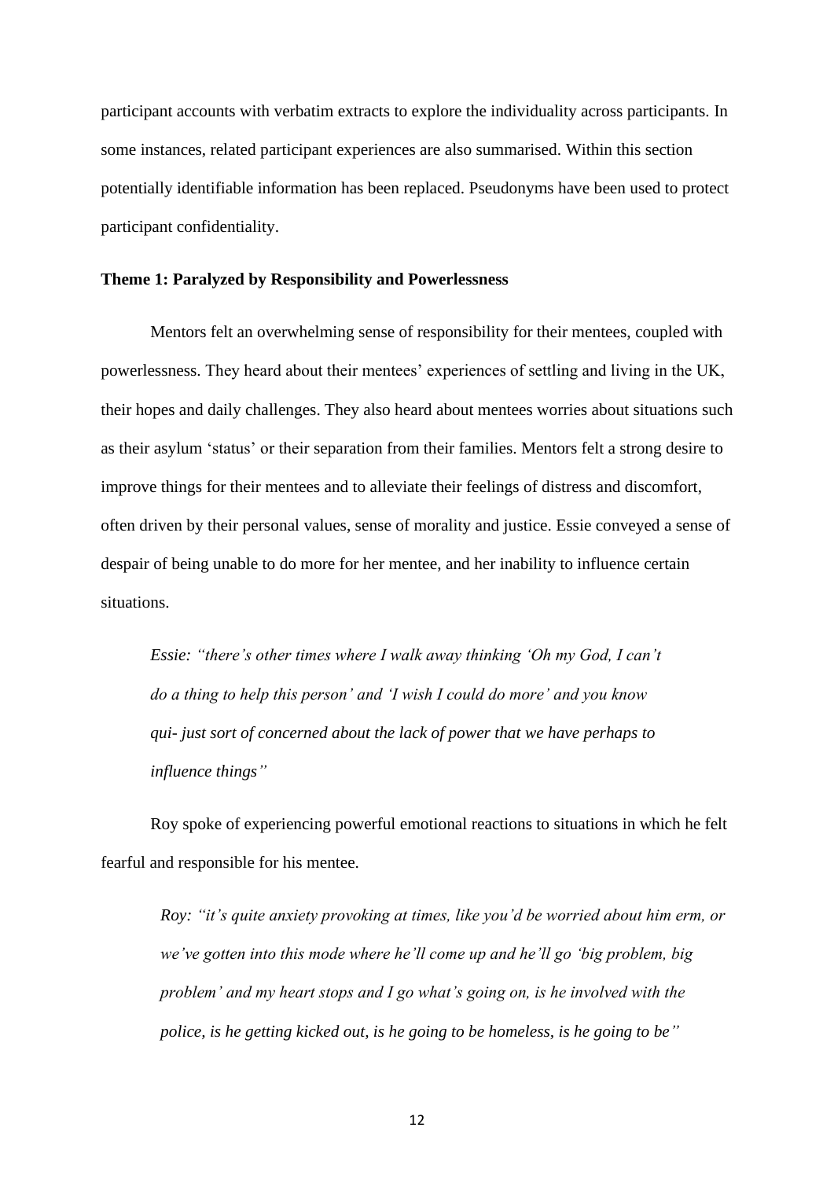participant accounts with verbatim extracts to explore the individuality across participants. In some instances, related participant experiences are also summarised. Within this section potentially identifiable information has been replaced. Pseudonyms have been used to protect participant confidentiality.

### Theme 1: Paralyzed by Responsibility and Powerlessness

Mentors felt an overwhelming sense of responsibility for their mentees, coupled with powerlessness. They heard about their mentees' experiences of settling and living in the UK, their hopes and daily challenges. They also heard about mentees worries about situations such as their asylum 'status' or their separation from their families. Mentors felt a strong desire to improve things for their mentees and to alleviate their feelings of distress and discomfort, often driven by their personal values, sense of morality and justice. Essie conveyed a sense of despair of being unable to do more for her mentee, and her inability to influence certain situations.

> *Essie: "there's other times where I walk away thinking 'Oh my God, I can't do a thing to help this person' and 'I wish I could do more' and you know qui- just sort of concerned about the lack of power that we have perhaps to influence things"*

Roy spoke of experiencing powerful emotional reactions to situations in which he felt fearful and responsible for his mentee.

> *Roy: "it's quite anxiety provoking at times, like you'd be worried about him erm, or we've gotten into this mode where he'll come up and he'll go 'big problem, big problem' and my heart stops and I go what's going on, is he involved with the police, is he getting kicked out, is he going to be homeless, is he going to be"*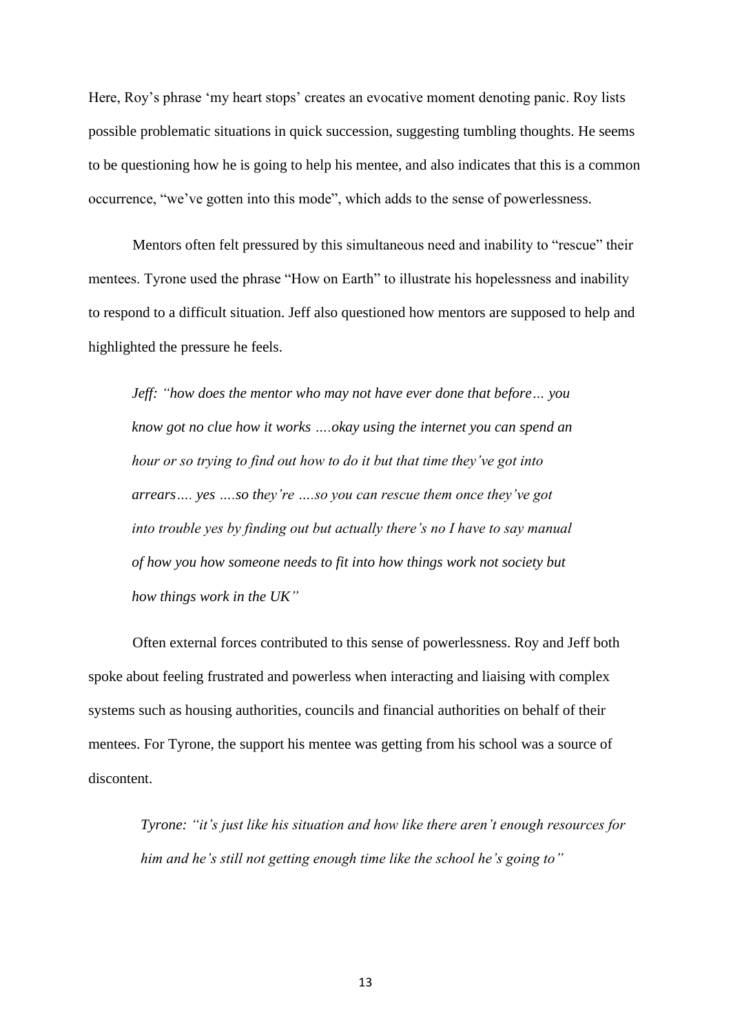Here, Roy's phrase 'my heart stops' creates an evocative moment denoting panic. Roy lists possible problematic situations in quick succession, suggesting tumbling thoughts. He seems to be questioning how he is going to help his mentee, and also indicates that this is a common occurrence, "we've gotten into this mode", which adds to the sense of powerlessness.

Mentors often felt pressured by this simultaneous need and inability to "rescue" their mentees. Tyrone used the phrase "How on Earth" to illustrate his hopelessness and inability to respond to a difficult situation. Jeff also questioned how mentors are supposed to help and highlighted the pressure he feels.

> *Jeff: "how does the mentor who may not have ever done that before… you know got no clue how it works ….okay using the internet you can spend an hour or so trying to find out how to do it but that time they've got into arrears…. yes ….so they're ….so you can rescue them once they've got into trouble yes by finding out but actually there's no I have to say manual of how you how someone needs to fit into how things work not society but how things work in the UK"*

Often external forces contributed to this sense of powerlessness. Roy and Jeff both spoke about feeling frustrated and powerless when interacting and liaising with complex systems such as housing authorities, councils and financial authorities on behalf of their mentees. For Tyrone, the support his mentee was getting from his school was a source of discontent.

> *Tyrone: "it's just like his situation and how like there aren't enough resources for him and he's still not getting enough time like the school he's going to"*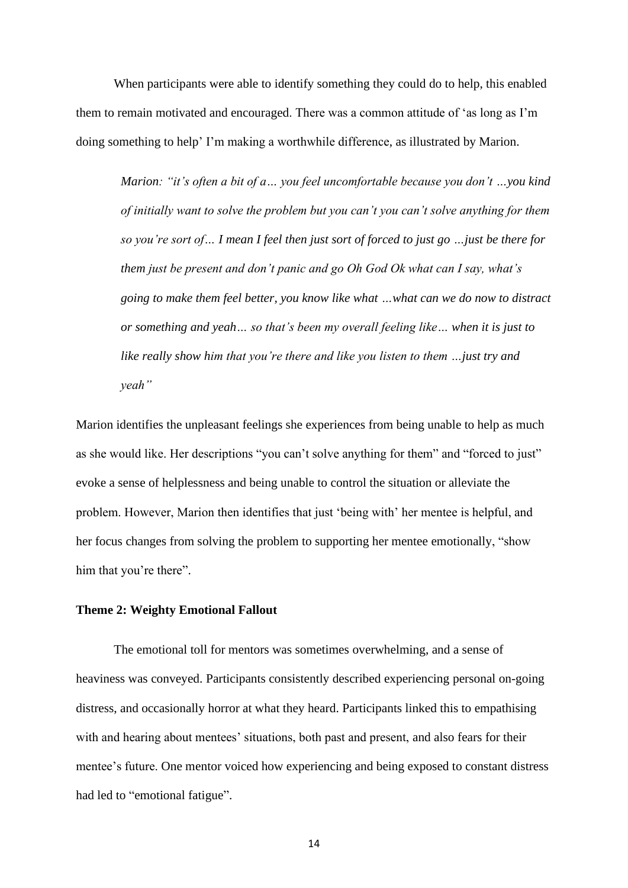When participants were able to identify something they could do to help, this enabled them to remain motivated and encouraged. There was a common attitude of 'as long as I'm doing something to help' I'm making a worthwhile difference, as illustrated by Marion.

> *Marion: "it's often a bit of a… you feel uncomfortable because you don't …you kind of initially want to solve the problem but you can't you can't solve anything for them so you're sort of… I mean I feel then just sort of forced to just go …just be there for them just be present and don't panic and go Oh God Ok what can I say, what's going to make them feel better, you know like what …what can we do now to distract or something and yeah… so that's been my overall feeling like… when it is just to like really show him that you're there and like you listen to them …just try and yeah"*

Marion identifies the unpleasant feelings she experiences from being unable to help as much as she would like. Her descriptions "you can't solve anything for them" and "forced to just" evoke a sense of helplessness and being unable to control the situation or alleviate the problem. However, Marion then identifies that just 'being with' her mentee is helpful, and her focus changes from solving the problem to supporting her mentee emotionally, "show him that you're there".

**Theme 2: Weighty Emotional Fallout**

The emotional toll for mentors was sometimes overwhelming, and a sense of heaviness was conveyed. Participants consistently described experiencing personal on-going distress, and occasionally horror at what they heard. Participants linked this to empathising with and hearing about mentees' situations, both past and present, and also fears for their mentee's future. One mentor voiced how experiencing and being exposed to constant distress had led to "emotional fatigue".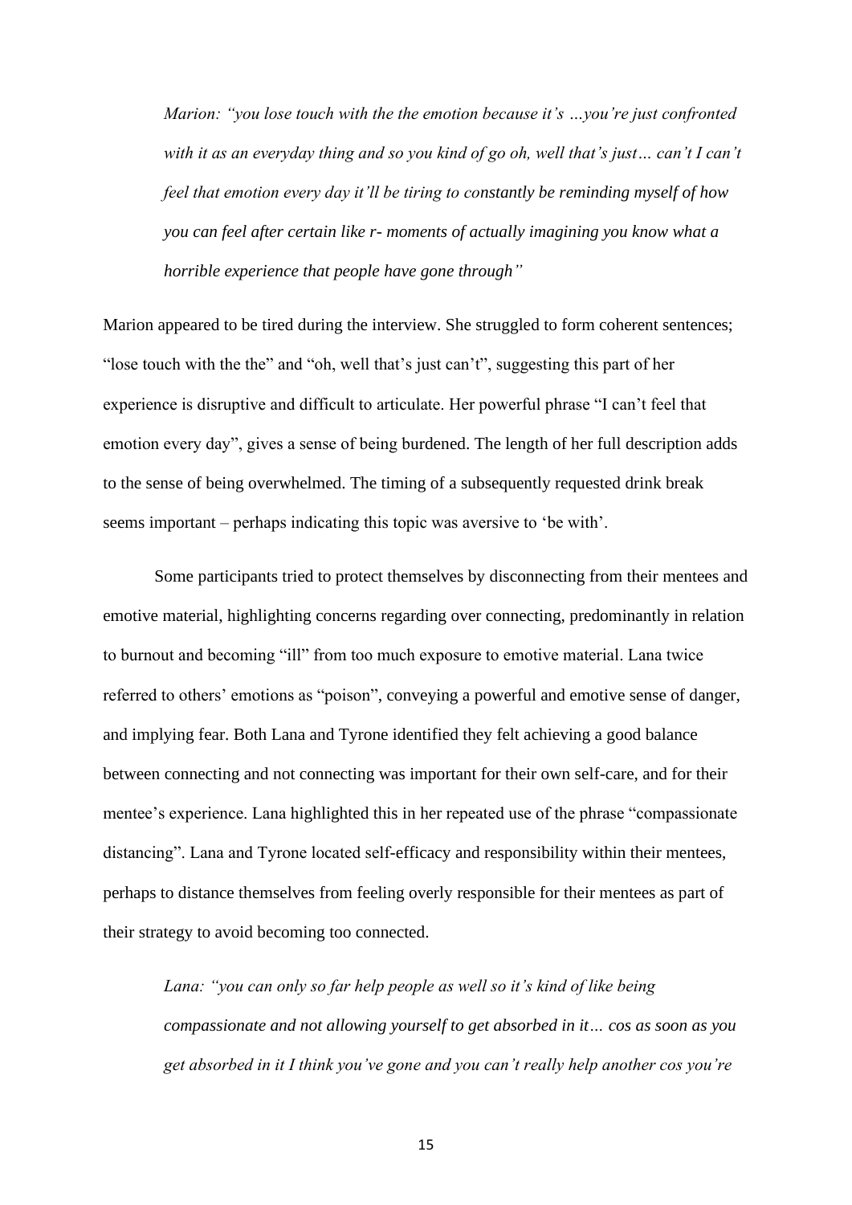> *Marion: "you lose touch with the the emotion because it's …you're just confronted with it as an everyday thing and so you kind of go oh, well that's just… can't I can't feel that emotion every day it'll be tiring to constantly be reminding myself of how you can feel after certain like r- moments of actually imagining you know what a horrible experience that people have gone through"*

Marion appeared to be tired during the interview. She struggled to form coherent sentences; "lose touch with the the" and "oh, well that's just can't", suggesting this part of her experience is disruptive and difficult to articulate. Her powerful phrase "I can't feel that emotion every day", gives a sense of being burdened. The length of her full description adds to the sense of being overwhelmed. The timing of a subsequently requested drink break seems important – perhaps indicating this topic was aversive to 'be with'.

Some participants tried to protect themselves by disconnecting from their mentees and emotive material, highlighting concerns regarding over connecting, predominantly in relation to burnout and becoming "ill" from too much exposure to emotive material. Lana twice referred to others' emotions as "poison", conveying a powerful and emotive sense of danger, and implying fear. Both Lana and Tyrone identified they felt achieving a good balance between connecting and not connecting was important for their own self-care, and for their mentee's experience. Lana highlighted this in her repeated use of the phrase "compassionate distancing". Lana and Tyrone located self-efficacy and responsibility within their mentees, perhaps to distance themselves from feeling overly responsible for their mentees as part of their strategy to avoid becoming too connected.

> *Lana: "you can only so far help people as well so it's kind of like being compassionate and not allowing yourself to get absorbed in it… cos as soon as you get absorbed in it I think you've gone and you can't really help another cos you're*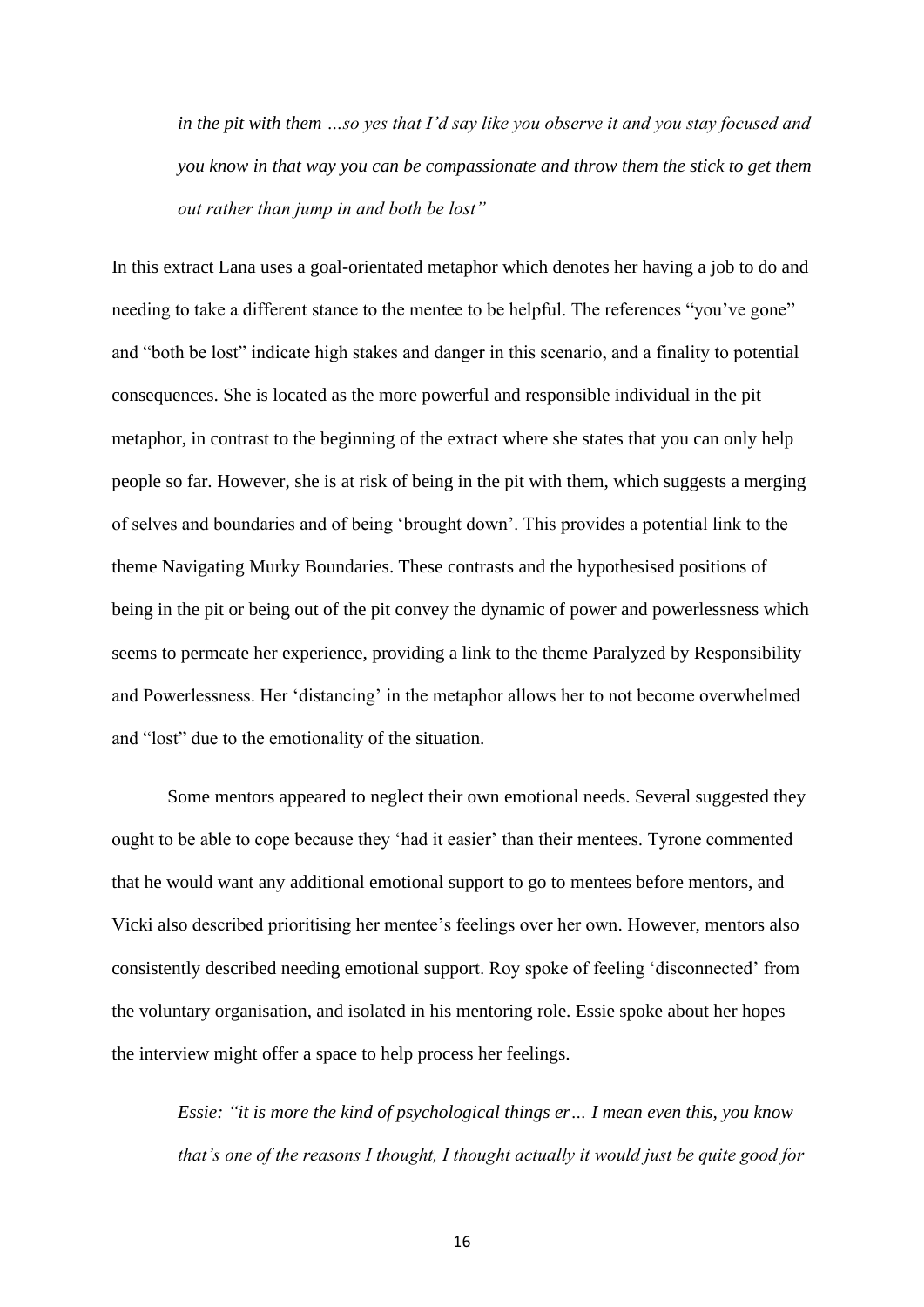*in the pit with them …so yes that I'd say like you observe it and you stay focused and you know in that way you can be compassionate and throw them the stick to get them out rather than jump in and both be lost"*

In this extract Lana uses a goal-orientated metaphor which denotes her having a job to do and needing to take a different stance to the mentee to be helpful. The references "you've gone" and "both be lost" indicate high stakes and danger in this scenario, and a finality to potential consequences. She is located as the more powerful and responsible individual in the pit metaphor, in contrast to the beginning of the extract where she states that you can only help people so far. However, she is at risk of being in the pit with them, which suggests a merging of selves and boundaries and of being 'brought down'. This provides a potential link to the theme Navigating Murky Boundaries. These contrasts and the hypothesised positions of being in the pit or being out of the pit convey the dynamic of power and powerlessness which seems to permeate her experience, providing a link to the theme Paralyzed by Responsibility and Powerlessness. Her 'distancing' in the metaphor allows her to not become overwhelmed and "lost" due to the emotionality of the situation.

Some mentors appeared to neglect their own emotional needs. Several suggested they ought to be able to cope because they 'had it easier' than their mentees. Tyrone commented that he would want any additional emotional support to go to mentees before mentors, and Vicki also described prioritising her mentee's feelings over her own. However, mentors also consistently described needing emotional support. Roy spoke of feeling 'disconnected' from the voluntary organisation, and isolated in his mentoring role. Essie spoke about her hopes the interview might offer a space to help process her feelings.

*Essie: "it is more the kind of psychological things er… I mean even this, you know that's one of the reasons I thought, I thought actually it would just be quite good for*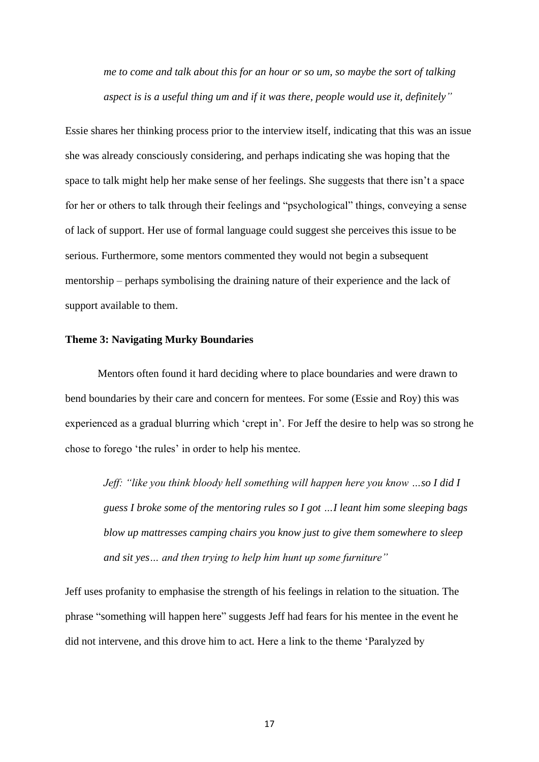*me to come and talk about this for an hour or so um, so maybe the sort of talking aspect is is a useful thing um and if it was there, people would use it, definitely"*

Essie shares her thinking process prior to the interview itself, indicating that this was an issue she was already consciously considering, and perhaps indicating she was hoping that the space to talk might help her make sense of her feelings. She suggests that there isn't a space for her or others to talk through their feelings and "psychological" things, conveying a sense of lack of support. Her use of formal language could suggest she perceives this issue to be serious. Furthermore, some mentors commented they would not begin a subsequent mentorship – perhaps symbolising the draining nature of their experience and the lack of support available to them.

**Theme 3: Navigating Murky Boundaries**

Mentors often found it hard deciding where to place boundaries and were drawn to bend boundaries by their care and concern for mentees. For some (Essie and Roy) this was experienced as a gradual blurring which 'crept in'. For Jeff the desire to help was so strong he chose to forego 'the rules' in order to help his mentee.

> *Jeff: "like you think bloody hell something will happen here you know …so I did I guess I broke some of the mentoring rules so I got …I leant him some sleeping bags blow up mattresses camping chairs you know just to give them somewhere to sleep and sit yes… and then trying to help him hunt up some furniture"*

Jeff uses profanity to emphasise the strength of his feelings in relation to the situation. The phrase "something will happen here" suggests Jeff had fears for his mentee in the event he did not intervene, and this drove him to act. Here a link to the theme 'Paralyzed by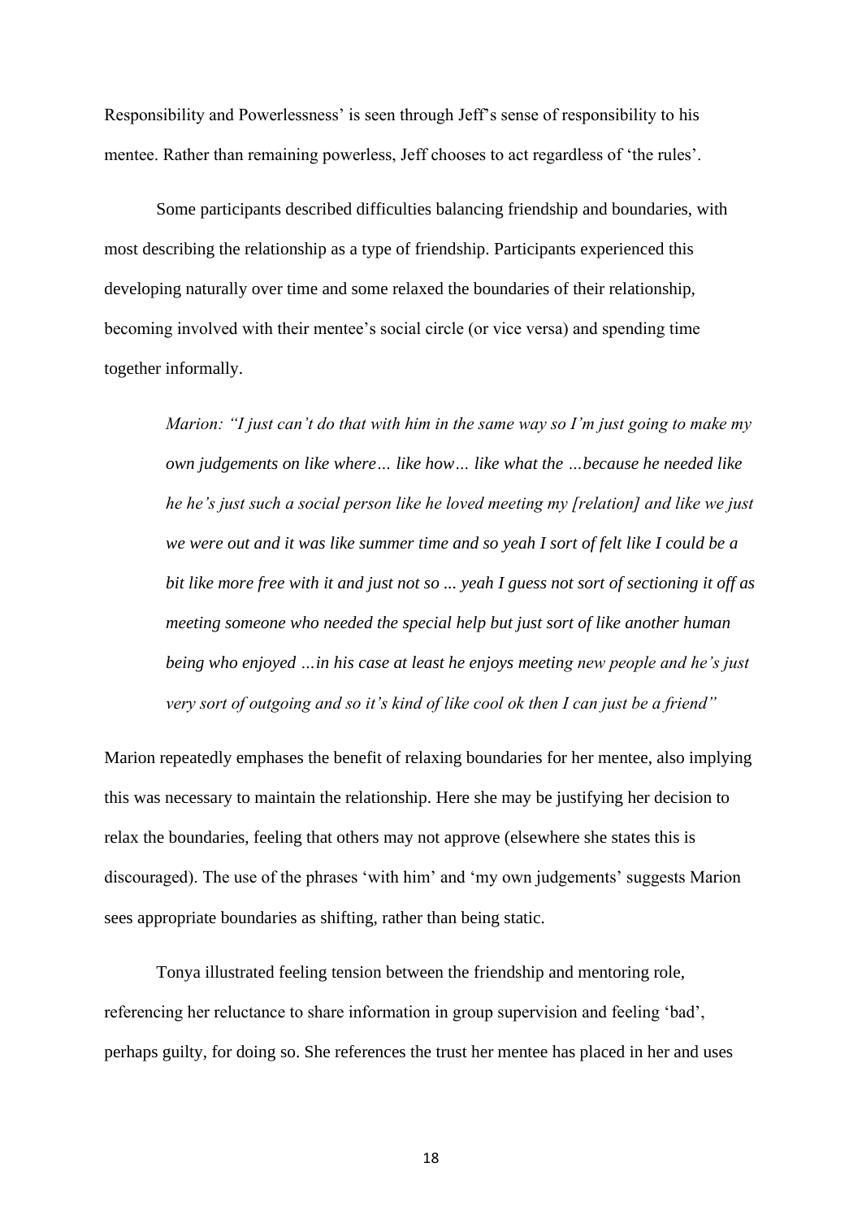Responsibility and Powerlessness' is seen through Jeff's sense of responsibility to his mentee. Rather than remaining powerless, Jeff chooses to act regardless of 'the rules'.

Some participants described difficulties balancing friendship and boundaries, with most describing the relationship as a type of friendship. Participants experienced this developing naturally over time and some relaxed the boundaries of their relationship, becoming involved with their mentee's social circle (or vice versa) and spending time together informally.

> *Marion: "I just can't do that with him in the same way so I'm just going to make my own judgements on like where… like how… like what the …because he needed like he he's just such a social person like he loved meeting my [relation] and like we just we were out and it was like summer time and so yeah I sort of felt like I could be a bit like more free with it and just not so ... yeah I guess not sort of sectioning it off as meeting someone who needed the special help but just sort of like another human being who enjoyed …in his case at least he enjoys meeting new people and he's just very sort of outgoing and so it's kind of like cool ok then I can just be a friend"*

Marion repeatedly emphases the benefit of relaxing boundaries for her mentee, also implying this was necessary to maintain the relationship. Here she may be justifying her decision to relax the boundaries, feeling that others may not approve (elsewhere she states this is discouraged). The use of the phrases 'with him' and 'my own judgements' suggests Marion sees appropriate boundaries as shifting, rather than being static.

Tonya illustrated feeling tension between the friendship and mentoring role, referencing her reluctance to share information in group supervision and feeling 'bad', perhaps guilty, for doing so. She references the trust her mentee has placed in her and uses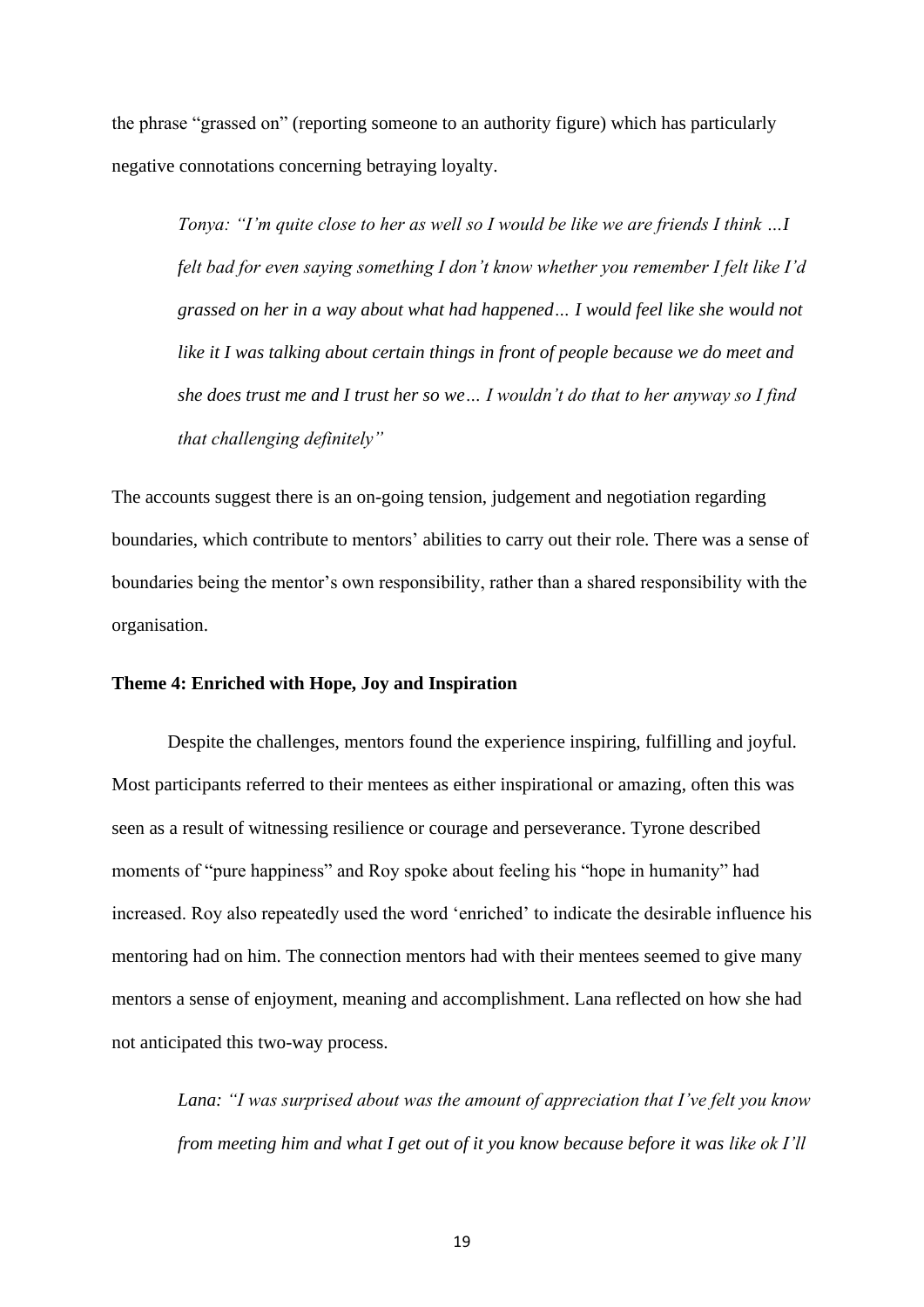the phrase "grassed on" (reporting someone to an authority figure) which has particularly negative connotations concerning betraying loyalty.

> *Tonya: "I'm quite close to her as well so I would be like we are friends I think …I felt bad for even saying something I don't know whether you remember I felt like I'd grassed on her in a way about what had happened… I would feel like she would not like it I was talking about certain things in front of people because we do meet and she does trust me and I trust her so we… I wouldn't do that to her anyway so I find that challenging definitely"*

The accounts suggest there is an on-going tension, judgement and negotiation regarding boundaries, which contribute to mentors' abilities to carry out their role. There was a sense of boundaries being the mentor's own responsibility, rather than a shared responsibility with the organisation.

**Theme 4: Enriched with Hope, Joy and Inspiration**

Despite the challenges, mentors found the experience inspiring, fulfilling and joyful. Most participants referred to their mentees as either inspirational or amazing, often this was seen as a result of witnessing resilience or courage and perseverance. Tyrone described moments of "pure happiness" and Roy spoke about feeling his "hope in humanity" had increased. Roy also repeatedly used the word 'enriched' to indicate the desirable influence his mentoring had on him. The connection mentors had with their mentees seemed to give many mentors a sense of enjoyment, meaning and accomplishment. Lana reflected on how she had not anticipated this two-way process.

> *Lana: "I was surprised about was the amount of appreciation that I've felt you know from meeting him and what I get out of it you know because before it was like ok I'll*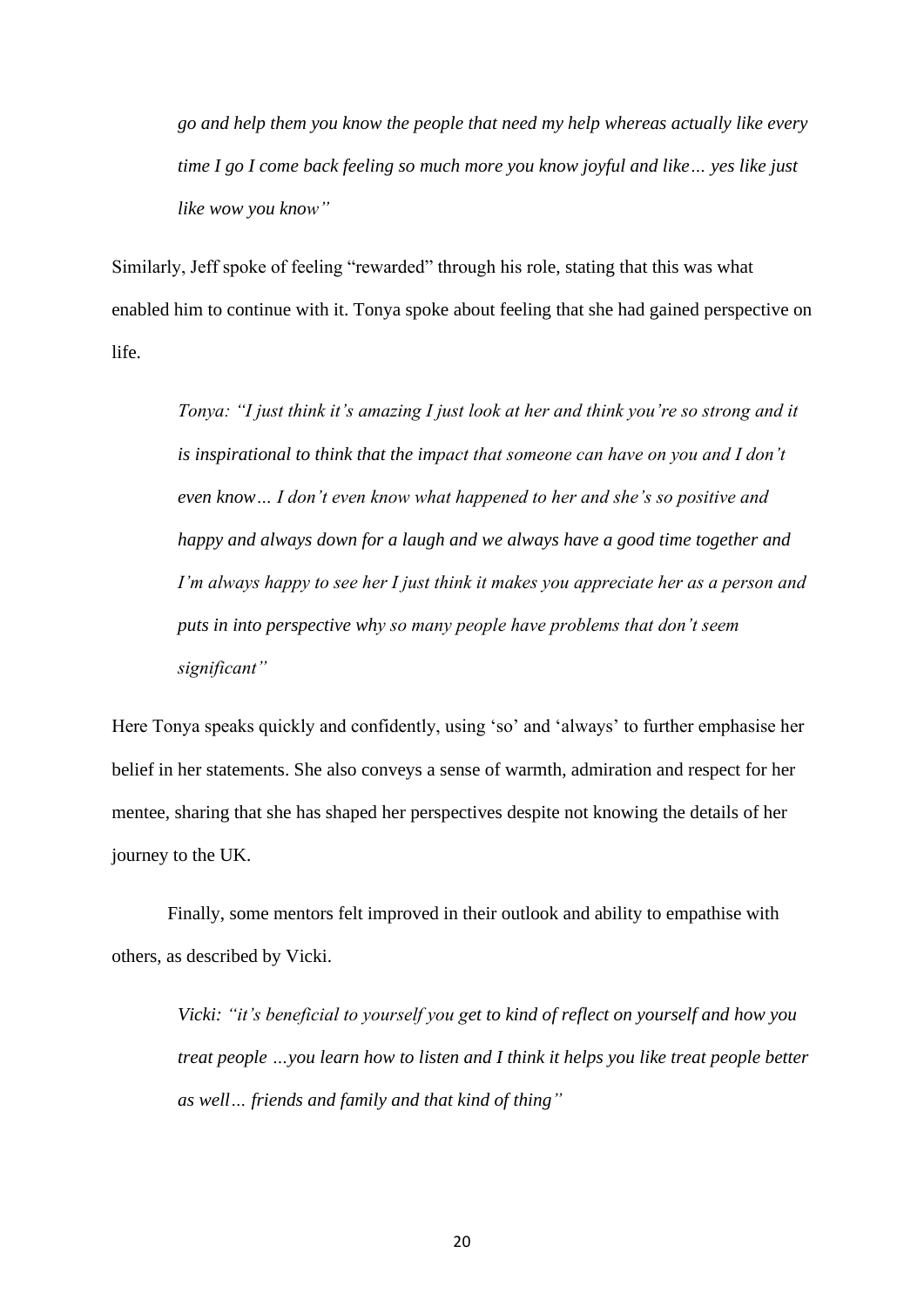*go and help them you know the people that need my help whereas actually like every time I go I come back feeling so much more you know joyful and like… yes like just like wow you know"*

Similarly, Jeff spoke of feeling "rewarded" through his role, stating that this was what enabled him to continue with it. Tonya spoke about feeling that she had gained perspective on life.

> *Tonya: "I just think it's amazing I just look at her and think you're so strong and it is inspirational to think that the impact that someone can have on you and I don't even know… I don't even know what happened to her and she's so positive and happy and always down for a laugh and we always have a good time together and I'm always happy to see her I just think it makes you appreciate her as a person and puts in into perspective why so many people have problems that don't seem significant"*

Here Tonya speaks quickly and confidently, using 'so' and 'always' to further emphasise her belief in her statements. She also conveys a sense of warmth, admiration and respect for her mentee, sharing that she has shaped her perspectives despite not knowing the details of her journey to the UK.

Finally, some mentors felt improved in their outlook and ability to empathise with others, as described by Vicki.

> *Vicki: "it's beneficial to yourself you get to kind of reflect on yourself and how you treat people …you learn how to listen and I think it helps you like treat people better as well… friends and family and that kind of thing"*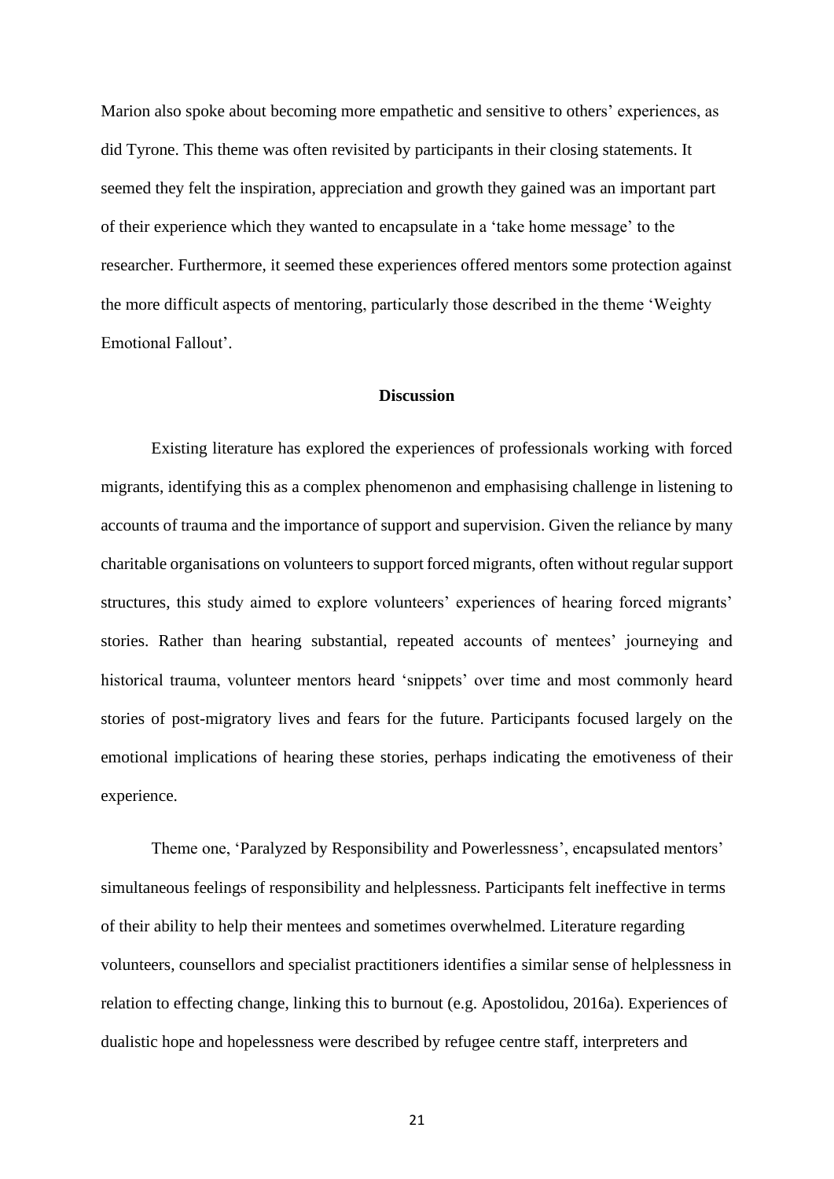Marion also spoke about becoming more empathetic and sensitive to others' experiences, as did Tyrone. This theme was often revisited by participants in their closing statements. It seemed they felt the inspiration, appreciation and growth they gained was an important part of their experience which they wanted to encapsulate in a 'take home message' to the researcher. Furthermore, it seemed these experiences offered mentors some protection against the more difficult aspects of mentoring, particularly those described in the theme 'Weighty Emotional Fallout'.

## Discussion

Existing literature has explored the experiences of professionals working with forced migrants, identifying this as a complex phenomenon and emphasising challenge in listening to accounts of trauma and the importance of support and supervision. Given the reliance by many charitable organisations on volunteers to support forced migrants, often without regular support structures, this study aimed to explore volunteers' experiences of hearing forced migrants' stories. Rather than hearing substantial, repeated accounts of mentees' journeying and historical trauma, volunteer mentors heard 'snippets' over time and most commonly heard stories of post-migratory lives and fears for the future. Participants focused largely on the emotional implications of hearing these stories, perhaps indicating the emotiveness of their experience.

Theme one, 'Paralyzed by Responsibility and Powerlessness', encapsulated mentors' simultaneous feelings of responsibility and helplessness. Participants felt ineffective in terms of their ability to help their mentees and sometimes overwhelmed. Literature regarding volunteers, counsellors and specialist practitioners identifies a similar sense of helplessness in relation to effecting change, linking this to burnout (e.g. Apostolidou, 2016a). Experiences of dualistic hope and hopelessness were described by refugee centre staff, interpreters and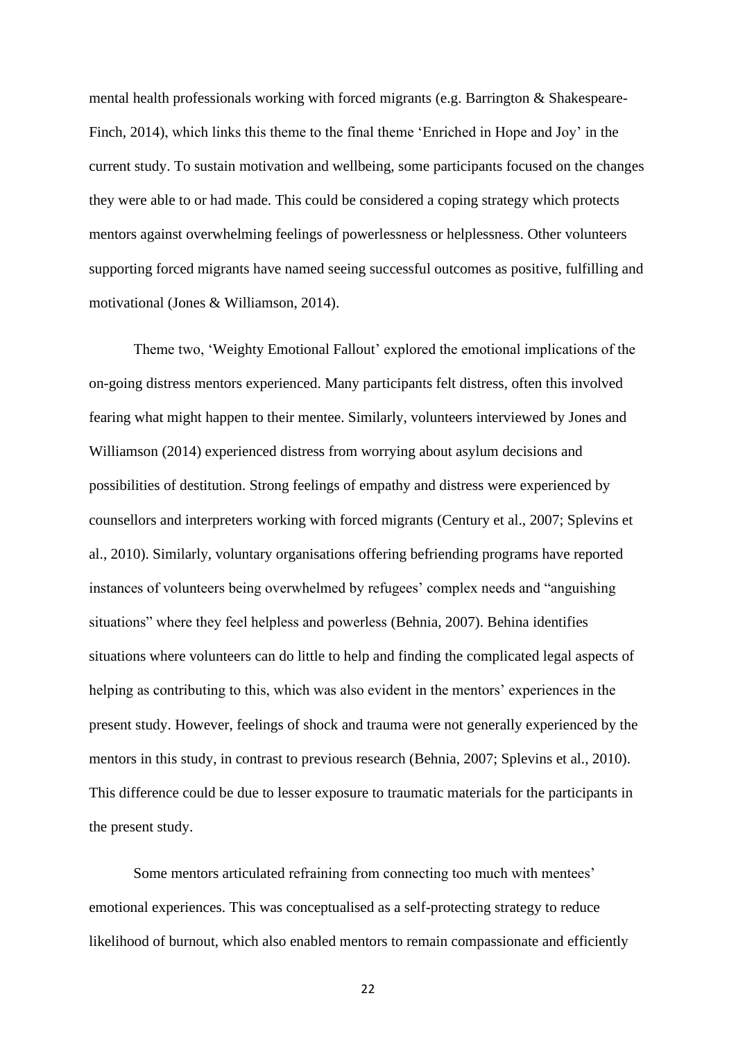mental health professionals working with forced migrants (e.g. Barrington & Shakespeare-Finch, 2014), which links this theme to the final theme 'Enriched in Hope and Joy' in the current study. To sustain motivation and wellbeing, some participants focused on the changes they were able to or had made. This could be considered a coping strategy which protects mentors against overwhelming feelings of powerlessness or helplessness. Other volunteers supporting forced migrants have named seeing successful outcomes as positive, fulfilling and motivational (Jones & Williamson, 2014).

Theme two, 'Weighty Emotional Fallout' explored the emotional implications of the on-going distress mentors experienced. Many participants felt distress, often this involved fearing what might happen to their mentee. Similarly, volunteers interviewed by Jones and Williamson (2014) experienced distress from worrying about asylum decisions and possibilities of destitution. Strong feelings of empathy and distress were experienced by counsellors and interpreters working with forced migrants (Century et al., 2007; Splevins et al., 2010). Similarly, voluntary organisations offering befriending programs have reported instances of volunteers being overwhelmed by refugees' complex needs and "anguishing situations" where they feel helpless and powerless (Behnia, 2007). Behina identifies situations where volunteers can do little to help and finding the complicated legal aspects of helping as contributing to this, which was also evident in the mentors' experiences in the present study. However, feelings of shock and trauma were not generally experienced by the mentors in this study, in contrast to previous research (Behnia, 2007; Splevins et al., 2010). This difference could be due to lesser exposure to traumatic materials for the participants in the present study.

Some mentors articulated refraining from connecting too much with mentees' emotional experiences. This was conceptualised as a self-protecting strategy to reduce likelihood of burnout, which also enabled mentors to remain compassionate and efficiently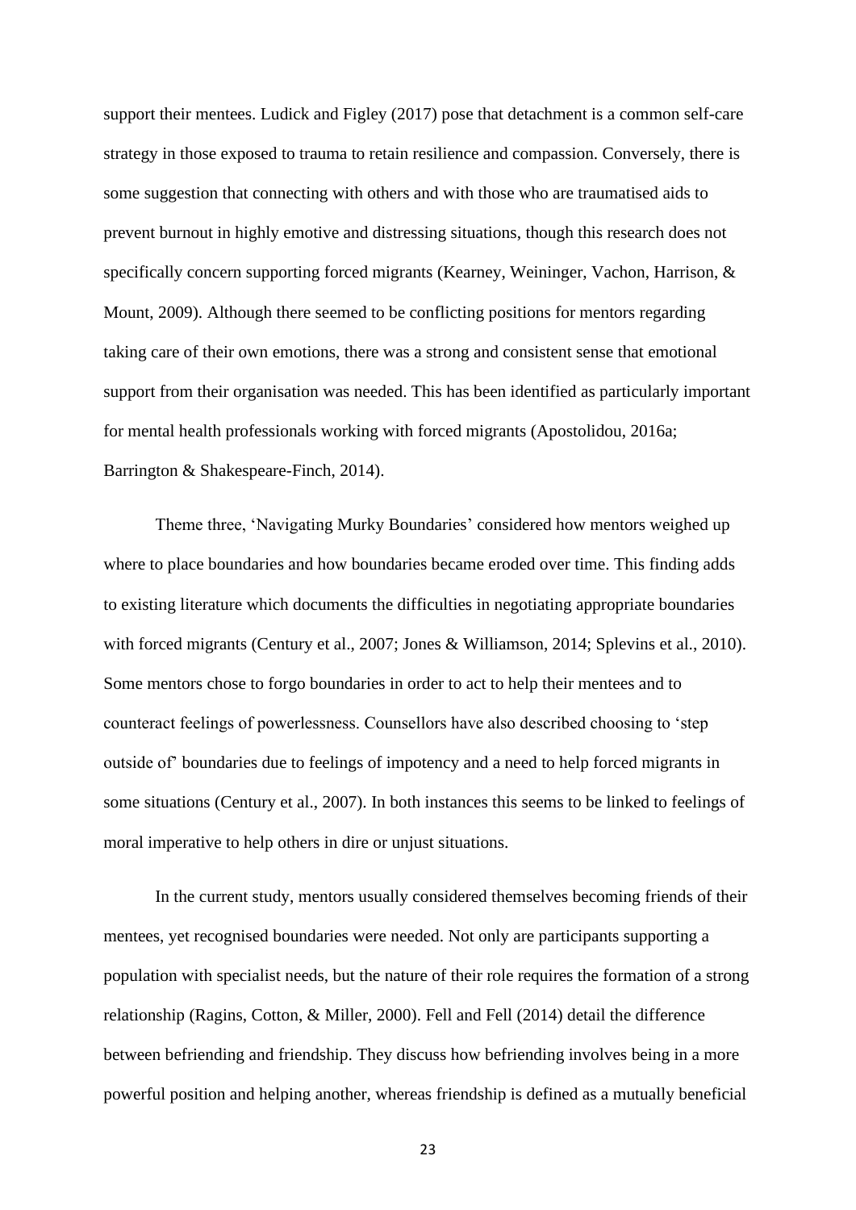support their mentees. Ludick and Figley (2017) pose that detachment is a common self-care strategy in those exposed to trauma to retain resilience and compassion. Conversely, there is some suggestion that connecting with others and with those who are traumatised aids to prevent burnout in highly emotive and distressing situations, though this research does not specifically concern supporting forced migrants (Kearney, Weininger, Vachon, Harrison, & Mount, 2009). Although there seemed to be conflicting positions for mentors regarding taking care of their own emotions, there was a strong and consistent sense that emotional support from their organisation was needed. This has been identified as particularly important for mental health professionals working with forced migrants (Apostolidou, 2016a; Barrington & Shakespeare-Finch, 2014).

Theme three, 'Navigating Murky Boundaries' considered how mentors weighed up where to place boundaries and how boundaries became eroded over time. This finding adds to existing literature which documents the difficulties in negotiating appropriate boundaries with forced migrants (Century et al., 2007; Jones & Williamson, 2014; Splevins et al., 2010). Some mentors chose to forgo boundaries in order to act to help their mentees and to counteract feelings of powerlessness. Counsellors have also described choosing to 'step outside of' boundaries due to feelings of impotency and a need to help forced migrants in some situations (Century et al., 2007). In both instances this seems to be linked to feelings of moral imperative to help others in dire or unjust situations.

In the current study, mentors usually considered themselves becoming friends of their mentees, yet recognised boundaries were needed. Not only are participants supporting a population with specialist needs, but the nature of their role requires the formation of a strong relationship (Ragins, Cotton, & Miller, 2000). Fell and Fell (2014) detail the difference between befriending and friendship. They discuss how befriending involves being in a more powerful position and helping another, whereas friendship is defined as a mutually beneficial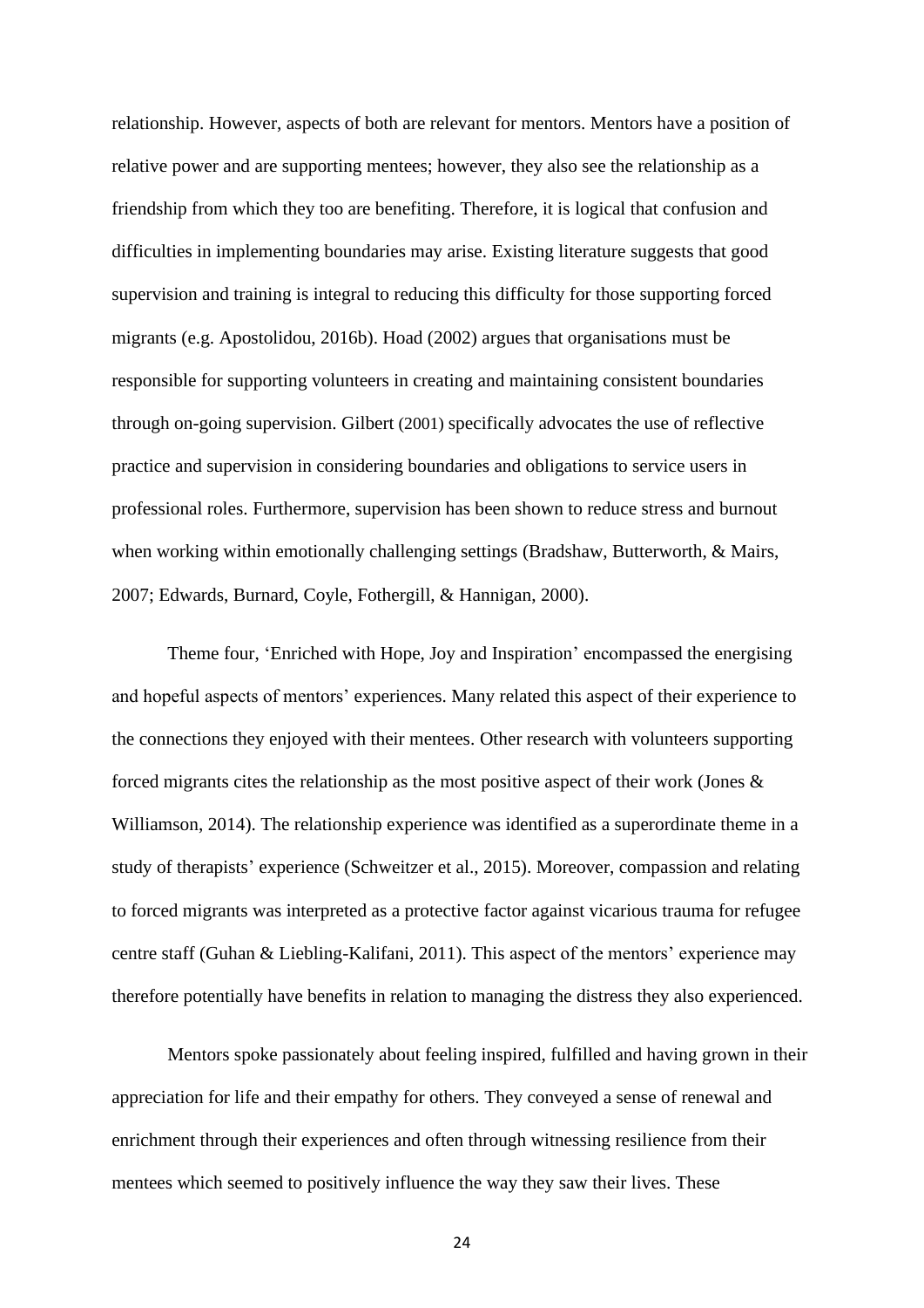relationship. However, aspects of both are relevant for mentors. Mentors have a position of relative power and are supporting mentees; however, they also see the relationship as a friendship from which they too are benefiting. Therefore, it is logical that confusion and difficulties in implementing boundaries may arise. Existing literature suggests that good supervision and training is integral to reducing this difficulty for those supporting forced migrants (e.g. Apostolidou, 2016b). Hoad (2002) argues that organisations must be responsible for supporting volunteers in creating and maintaining consistent boundaries through on-going supervision. Gilbert (2001) specifically advocates the use of reflective practice and supervision in considering boundaries and obligations to service users in professional roles. Furthermore, supervision has been shown to reduce stress and burnout when working within emotionally challenging settings (Bradshaw, Butterworth, & Mairs, 2007; Edwards, Burnard, Coyle, Fothergill, & Hannigan, 2000).

Theme four, 'Enriched with Hope, Joy and Inspiration' encompassed the energising and hopeful aspects of mentors' experiences. Many related this aspect of their experience to the connections they enjoyed with their mentees. Other research with volunteers supporting forced migrants cites the relationship as the most positive aspect of their work (Jones & Williamson, 2014). The relationship experience was identified as a superordinate theme in a study of therapists' experience (Schweitzer et al., 2015). Moreover, compassion and relating to forced migrants was interpreted as a protective factor against vicarious trauma for refugee centre staff (Guhan & Liebling-Kalifani, 2011). This aspect of the mentors' experience may therefore potentially have benefits in relation to managing the distress they also experienced.

Mentors spoke passionately about feeling inspired, fulfilled and having grown in their appreciation for life and their empathy for others. They conveyed a sense of renewal and enrichment through their experiences and often through witnessing resilience from their mentees which seemed to positively influence the way they saw their lives. These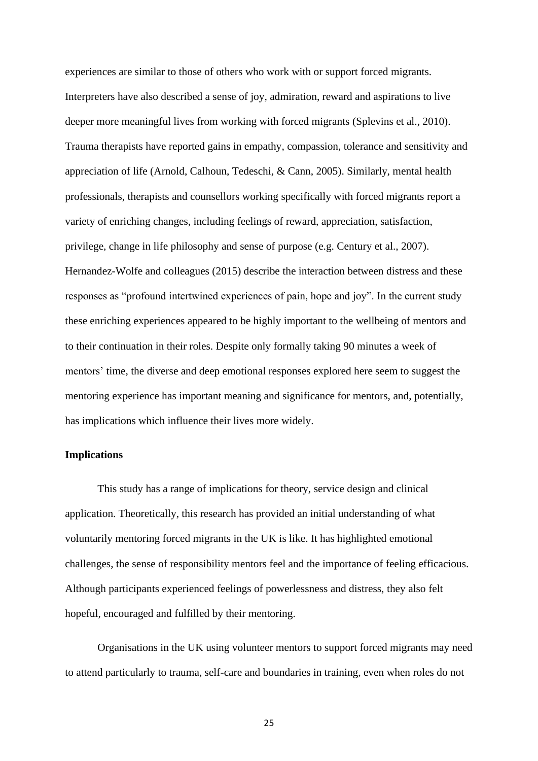experiences are similar to those of others who work with or support forced migrants. Interpreters have also described a sense of joy, admiration, reward and aspirations to live deeper more meaningful lives from working with forced migrants (Splevins et al., 2010). Trauma therapists have reported gains in empathy, compassion, tolerance and sensitivity and appreciation of life (Arnold, Calhoun, Tedeschi, & Cann, 2005). Similarly, mental health professionals, therapists and counsellors working specifically with forced migrants report a variety of enriching changes, including feelings of reward, appreciation, satisfaction, privilege, change in life philosophy and sense of purpose (e.g. Century et al., 2007). Hernandez-Wolfe and colleagues (2015) describe the interaction between distress and these responses as "profound intertwined experiences of pain, hope and joy". In the current study these enriching experiences appeared to be highly important to the wellbeing of mentors and to their continuation in their roles. Despite only formally taking 90 minutes a week of mentors' time, the diverse and deep emotional responses explored here seem to suggest the mentoring experience has important meaning and significance for mentors, and, potentially, has implications which influence their lives more widely.

**Implications**

This study has a range of implications for theory, service design and clinical application. Theoretically, this research has provided an initial understanding of what voluntarily mentoring forced migrants in the UK is like. It has highlighted emotional challenges, the sense of responsibility mentors feel and the importance of feeling efficacious. Although participants experienced feelings of powerlessness and distress, they also felt hopeful, encouraged and fulfilled by their mentoring.

Organisations in the UK using volunteer mentors to support forced migrants may need to attend particularly to trauma, self-care and boundaries in training, even when roles do not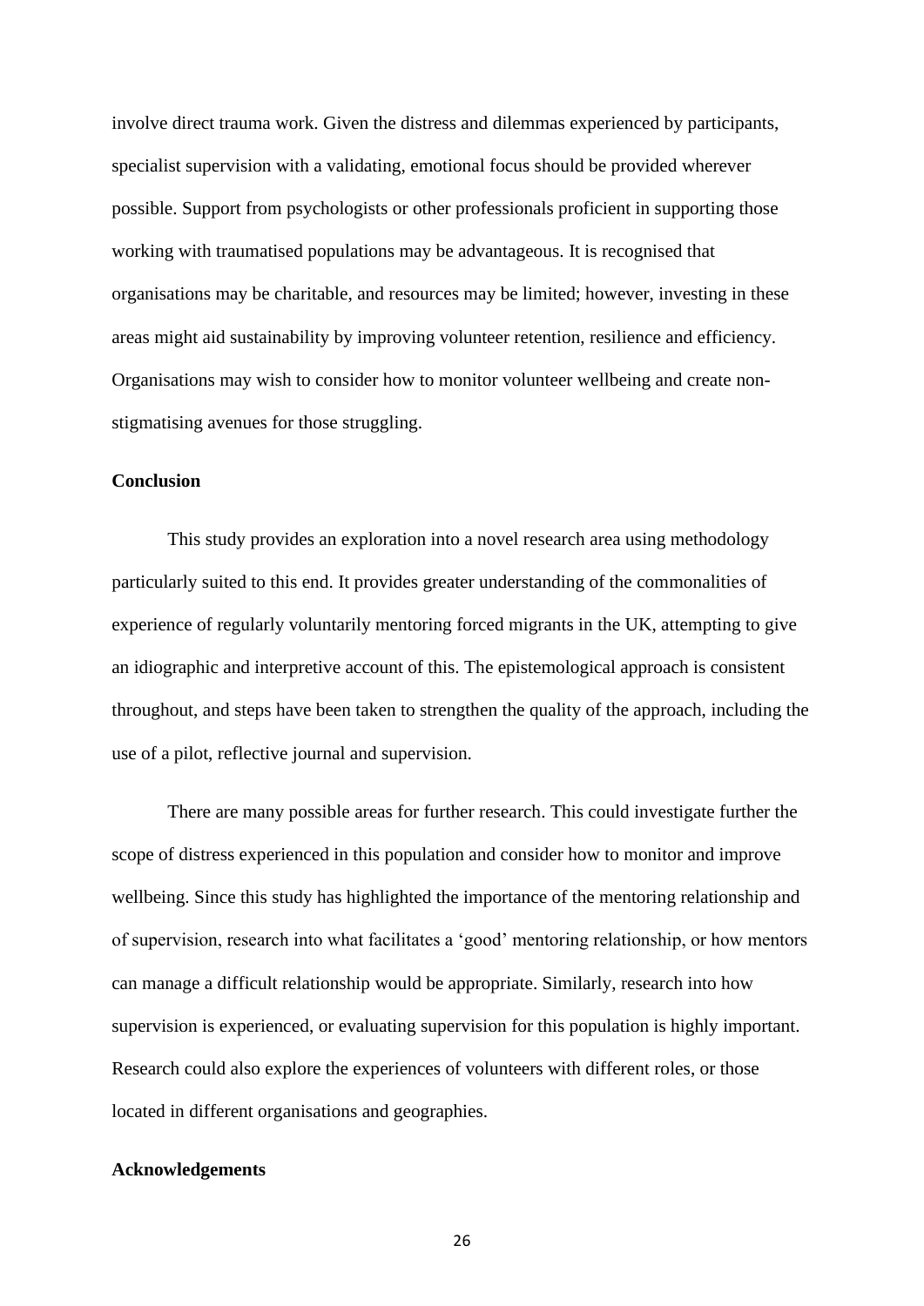involve direct trauma work. Given the distress and dilemmas experienced by participants, specialist supervision with a validating, emotional focus should be provided wherever possible. Support from psychologists or other professionals proficient in supporting those working with traumatised populations may be advantageous. It is recognised that organisations may be charitable, and resources may be limited; however, investing in these areas might aid sustainability by improving volunteer retention, resilience and efficiency. Organisations may wish to consider how to monitor volunteer wellbeing and create non-stigmatising avenues for those struggling.

**Conclusion**

This study provides an exploration into a novel research area using methodology particularly suited to this end. It provides greater understanding of the commonalities of experience of regularly voluntarily mentoring forced migrants in the UK, attempting to give an idiographic and interpretive account of this. The epistemological approach is consistent throughout, and steps have been taken to strengthen the quality of the approach, including the use of a pilot, reflective journal and supervision.

There are many possible areas for further research. This could investigate further the scope of distress experienced in this population and consider how to monitor and improve wellbeing. Since this study has highlighted the importance of the mentoring relationship and of supervision, research into what facilitates a 'good' mentoring relationship, or how mentors can manage a difficult relationship would be appropriate. Similarly, research into how supervision is experienced, or evaluating supervision for this population is highly important. Research could also explore the experiences of volunteers with different roles, or those located in different organisations and geographies.

**Acknowledgements**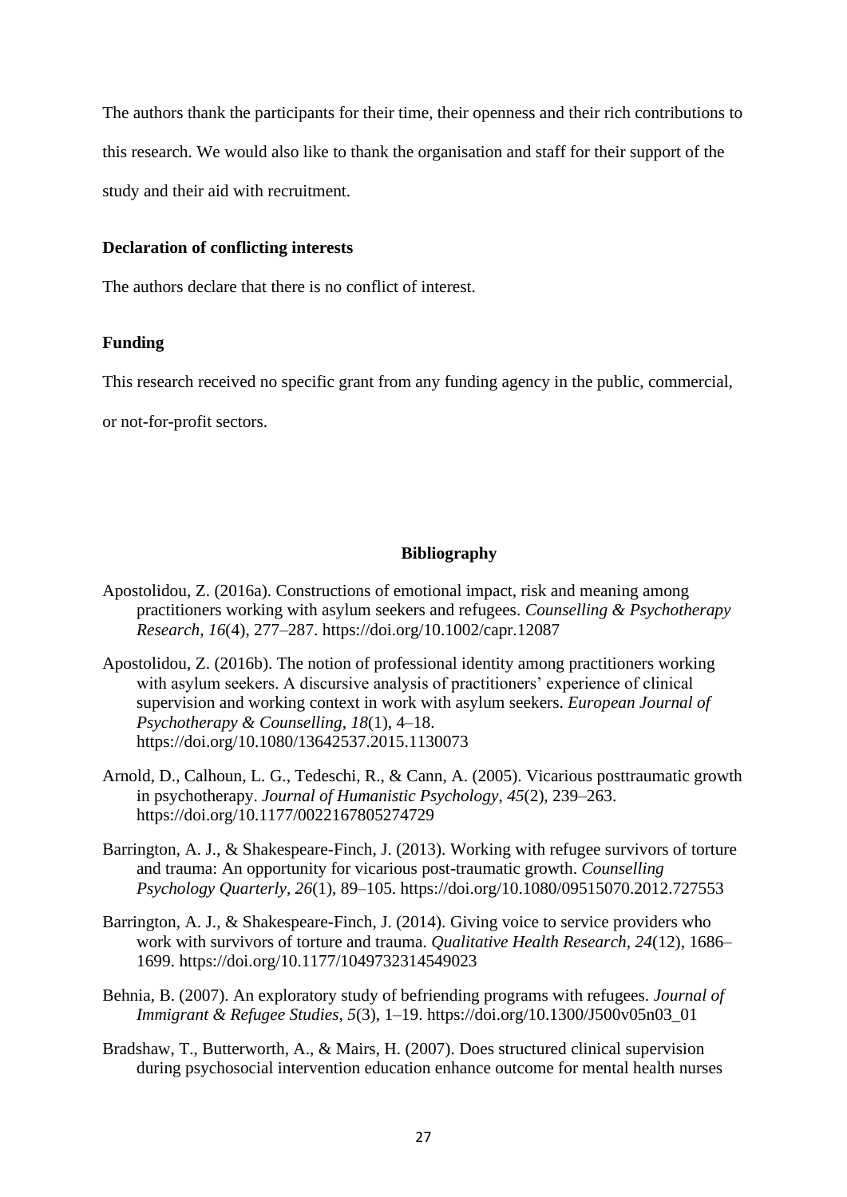The authors thank the participants for their time, their openness and their rich contributions to this research. We would also like to thank the organisation and staff for their support of the study and their aid with recruitment.

**Declaration of conflicting interests**

The authors declare that there is no conflict of interest.

**Funding**

This research received no specific grant from any funding agency in the public, commercial, or not-for-profit sectors.

## Bibliography

Apostolidou, Z. (2016a). Constructions of emotional impact, risk and meaning among practitioners working with asylum seekers and refugees. *Counselling & Psychotherapy Research*, *16*(4), 277–287. https://doi.org/10.1002/capr.12087

Apostolidou, Z. (2016b). The notion of professional identity among practitioners working with asylum seekers. A discursive analysis of practitioners' experience of clinical supervision and working context in work with asylum seekers. *European Journal of Psychotherapy & Counselling*, *18*(1), 4–18. https://doi.org/10.1080/13642537.2015.1130073

Arnold, D., Calhoun, L. G., Tedeschi, R., & Cann, A. (2005). Vicarious posttraumatic growth in psychotherapy. *Journal of Humanistic Psychology*, *45*(2), 239–263. https://doi.org/10.1177/0022167805274729

Barrington, A. J., & Shakespeare-Finch, J. (2013). Working with refugee survivors of torture and trauma: An opportunity for vicarious post-traumatic growth. *Counselling Psychology Quarterly*, *26*(1), 89–105. https://doi.org/10.1080/09515070.2012.727553

Barrington, A. J., & Shakespeare-Finch, J. (2014). Giving voice to service providers who work with survivors of torture and trauma. *Qualitative Health Research*, *24*(12), 1686–1699. https://doi.org/10.1177/1049732314549023

Behnia, B. (2007). An exploratory study of befriending programs with refugees. *Journal of Immigrant & Refugee Studies*, *5*(3), 1–19. https://doi.org/10.1300/J500v05n03_01

Bradshaw, T., Butterworth, A., & Mairs, H. (2007). Does structured clinical supervision during psychosocial intervention education enhance outcome for mental health nurses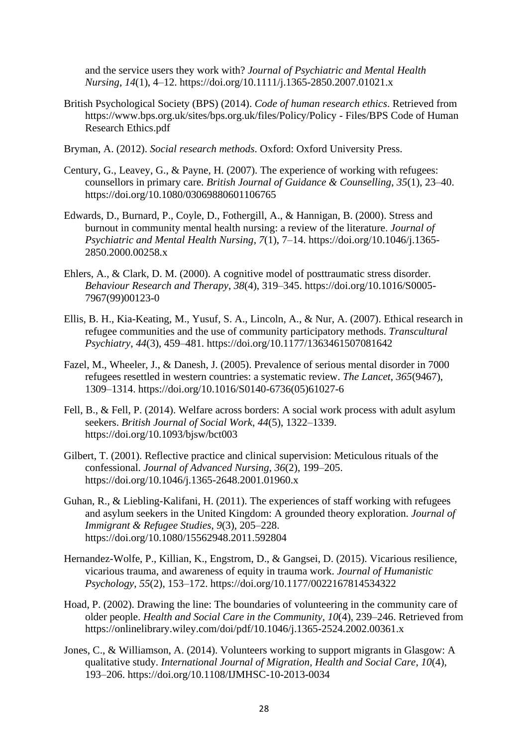and the service users they work with? *Journal of Psychiatric and Mental Health Nursing*, *14*(1), 4–12. https://doi.org/10.1111/j.1365-2850.2007.01021.x

British Psychological Society (BPS) (2014). *Code of human research ethics*. Retrieved from https://www.bps.org.uk/sites/bps.org.uk/files/Policy/Policy - Files/BPS Code of Human Research Ethics.pdf

Bryman, A. (2012). *Social research methods*. Oxford: Oxford University Press.

Century, G., Leavey, G., & Payne, H. (2007). The experience of working with refugees: counsellors in primary care. *British Journal of Guidance & Counselling*, *35*(1), 23–40. https://doi.org/10.1080/03069880601106765

Edwards, D., Burnard, P., Coyle, D., Fothergill, A., & Hannigan, B. (2000). Stress and burnout in community mental health nursing: a review of the literature. *Journal of Psychiatric and Mental Health Nursing*, *7*(1), 7–14. https://doi.org/10.1046/j.1365-2850.2000.00258.x

Ehlers, A., & Clark, D. M. (2000). A cognitive model of posttraumatic stress disorder. *Behaviour Research and Therapy*, *38*(4), 319–345. https://doi.org/10.1016/S0005-7967(99)00123-0

Ellis, B. H., Kia-Keating, M., Yusuf, S. A., Lincoln, A., & Nur, A. (2007). Ethical research in refugee communities and the use of community participatory methods. *Transcultural Psychiatry*, *44*(3), 459–481. https://doi.org/10.1177/1363461507081642

Fazel, M., Wheeler, J., & Danesh, J. (2005). Prevalence of serious mental disorder in 7000 refugees resettled in western countries: a systematic review. *The Lancet*, *365*(9467), 1309–1314. https://doi.org/10.1016/S0140-6736(05)61027-6

Fell, B., & Fell, P. (2014). Welfare across borders: A social work process with adult asylum seekers. *British Journal of Social Work*, *44*(5), 1322–1339. https://doi.org/10.1093/bjsw/bct003

Gilbert, T. (2001). Reflective practice and clinical supervision: Meticulous rituals of the confessional. *Journal of Advanced Nursing*, *36*(2), 199–205. https://doi.org/10.1046/j.1365-2648.2001.01960.x

Guhan, R., & Liebling-Kalifani, H. (2011). The experiences of staff working with refugees and asylum seekers in the United Kingdom: A grounded theory exploration. *Journal of Immigrant & Refugee Studies*, *9*(3), 205–228. https://doi.org/10.1080/15562948.2011.592804

Hernandez-Wolfe, P., Killian, K., Engstrom, D., & Gangsei, D. (2015). Vicarious resilience, vicarious trauma, and awareness of equity in trauma work. *Journal of Humanistic Psychology*, *55*(2), 153–172. https://doi.org/10.1177/0022167814534322

Hoad, P. (2002). Drawing the line: The boundaries of volunteering in the community care of older people. *Health and Social Care in the Community*, *10*(4), 239–246. Retrieved from https://onlinelibrary.wiley.com/doi/pdf/10.1046/j.1365-2524.2002.00361.x

Jones, C., & Williamson, A. (2014). Volunteers working to support migrants in Glasgow: A qualitative study. *International Journal of Migration, Health and Social Care*, *10*(4), 193–206. https://doi.org/10.1108/IJMHSC-10-2013-0034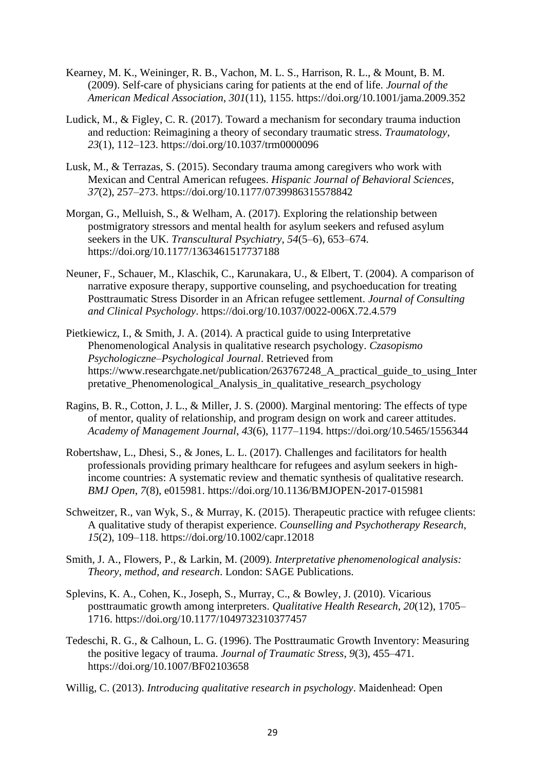Kearney, M. K., Weininger, R. B., Vachon, M. L. S., Harrison, R. L., & Mount, B. M. (2009). Self-care of physicians caring for patients at the end of life. *Journal of the American Medical Association*, *301*(11), 1155. https://doi.org/10.1001/jama.2009.352

Ludick, M., & Figley, C. R. (2017). Toward a mechanism for secondary trauma induction and reduction: Reimagining a theory of secondary traumatic stress. *Traumatology*, *23*(1), 112–123. https://doi.org/10.1037/trm0000096

Lusk, M., & Terrazas, S. (2015). Secondary trauma among caregivers who work with Mexican and Central American refugees. *Hispanic Journal of Behavioral Sciences*, *37*(2), 257–273. https://doi.org/10.1177/0739986315578842

Morgan, G., Melluish, S., & Welham, A. (2017). Exploring the relationship between postmigratory stressors and mental health for asylum seekers and refused asylum seekers in the UK. *Transcultural Psychiatry*, *54*(5–6), 653–674. https://doi.org/10.1177/1363461517737188

Neuner, F., Schauer, M., Klaschik, C., Karunakara, U., & Elbert, T. (2004). A comparison of narrative exposure therapy, supportive counseling, and psychoeducation for treating Posttraumatic Stress Disorder in an African refugee settlement. *Journal of Consulting and Clinical Psychology*. https://doi.org/10.1037/0022-006X.72.4.579

Pietkiewicz, I., & Smith, J. A. (2014). A practical guide to using Interpretative Phenomenological Analysis in qualitative research psychology. *Czasopismo Psychologiczne–Psychological Journal*. Retrieved from https://www.researchgate.net/publication/263767248_A_practical_guide_to_using_Interpretative_Phenomenological_Analysis_in_qualitative_research_psychology

Ragins, B. R., Cotton, J. L., & Miller, J. S. (2000). Marginal mentoring: The effects of type of mentor, quality of relationship, and program design on work and career attitudes. *Academy of Management Journal*, *43*(6), 1177–1194. https://doi.org/10.5465/1556344

Robertshaw, L., Dhesi, S., & Jones, L. L. (2017). Challenges and facilitators for health professionals providing primary healthcare for refugees and asylum seekers in high-income countries: A systematic review and thematic synthesis of qualitative research. *BMJ Open*, *7*(8), e015981. https://doi.org/10.1136/BMJOPEN-2017-015981

Schweitzer, R., van Wyk, S., & Murray, K. (2015). Therapeutic practice with refugee clients: A qualitative study of therapist experience. *Counselling and Psychotherapy Research*, *15*(2), 109–118. https://doi.org/10.1002/capr.12018

Smith, J. A., Flowers, P., & Larkin, M. (2009). *Interpretative phenomenological analysis: Theory, method, and research*. London: SAGE Publications.

Splevins, K. A., Cohen, K., Joseph, S., Murray, C., & Bowley, J. (2010). Vicarious posttraumatic growth among interpreters. *Qualitative Health Research*, *20*(12), 1705–1716. https://doi.org/10.1177/1049732310377457

Tedeschi, R. G., & Calhoun, L. G. (1996). The Posttraumatic Growth Inventory: Measuring the positive legacy of trauma. *Journal of Traumatic Stress*, *9*(3), 455–471. https://doi.org/10.1007/BF02103658

Willig, C. (2013). *Introducing qualitative research in psychology*. Maidenhead: Open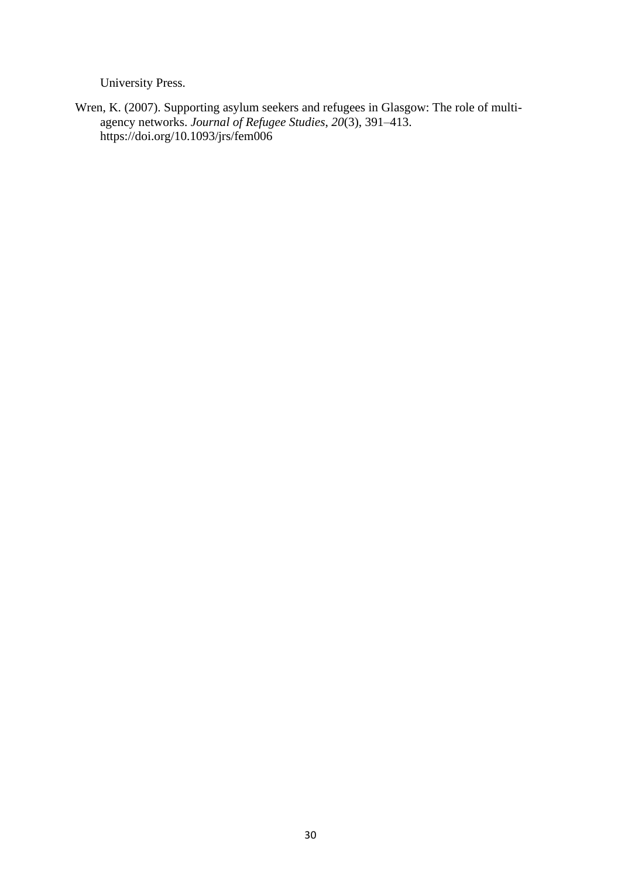University Press.

Wren, K. (2007). Supporting asylum seekers and refugees in Glasgow: The role of multi-agency networks. *Journal of Refugee Studies*, *20*(3), 391–413. https://doi.org/10.1093/jrs/fem006